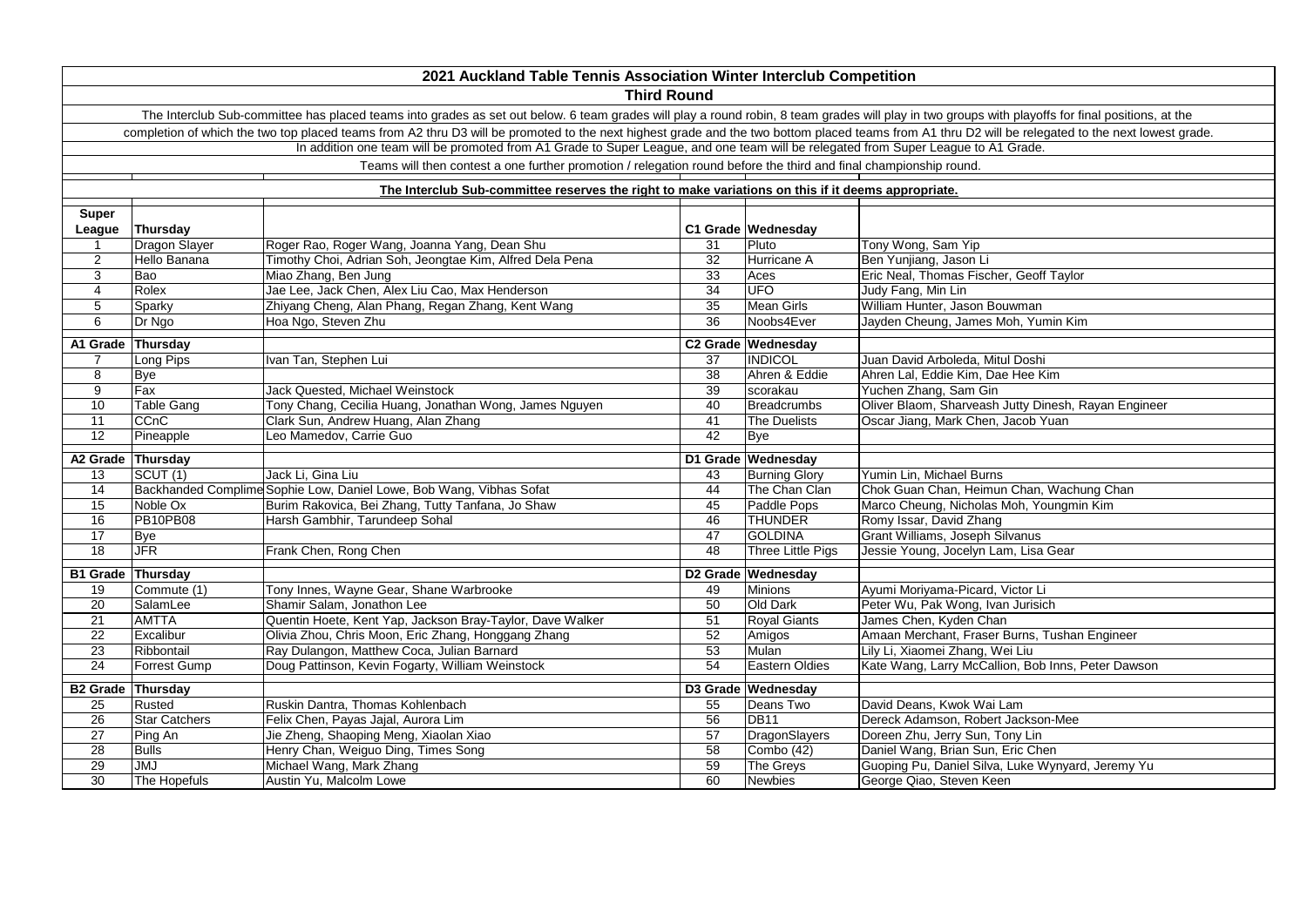# 2021 Auckland Table Tennis Association Winter Interclub Competition

## Third Round

The Interclub Sub-committee has placed teams into grades as set out below. 6 team grades will play a round robin, 8 team grades will play in two groups with playoffs for final positions, at the completion of which the two top placed teams from A2 thru D3 will be promoted to the next highest grade and the two bottom placed teams from A1 thru D2 will be relegated to the next lowest grade.

In addition one team will be promoted from A1 Grade to Super League, and one team will be relegated from Super League to A1 Grade.

Teams will then contest a one further promotion / relegation round before the third and final championship round.

**The Interclub Sub-committee reserves the right to make variations on this if it deems appropriate.**

| Super League | Thursday | | | C1 Grade | Wednesday | |
|---|---|---|---|---|---|---|
| 1 | Dragon Slayer | Roger Rao, Roger Wang, Joanna Yang, Dean Shu | | 31 | Pluto | Tony Wong, Sam Yip |
| 2 | Hello Banana | Timothy Choi, Adrian Soh, Jeongtae Kim, Alfred Dela Pena | | 32 | Hurricane A | Ben Yunjiang, Jason Li |
| 3 | Bao | Miao Zhang, Ben Jung | | 33 | Aces | Eric Neal, Thomas Fischer, Geoff Taylor |
| 4 | Rolex | Jae Lee, Jack Chen, Alex Liu Cao, Max Henderson | | 34 | UFO | Judy Fang, Min Lin |
| 5 | Sparky | Zhiyang Cheng, Alan Phang, Regan Zhang, Kent Wang | | 35 | Mean Girls | William Hunter, Jason Bouwman |
| 6 | Dr Ngo | Hoa Ngo, Steven Zhu | | 36 | Noobs4Ever | Jayden Cheung, James Moh, Yumin Kim |
| **A1 Grade** | **Thursday** | | | **C2 Grade** | **Wednesday** | |
| 7 | Long Pips | Ivan Tan, Stephen Lui | | 37 | INDICOL | Juan David Arboleda, Mitul Doshi |
| 8 | Bye | | | 38 | Ahren & Eddie | Ahren Lal, Eddie Kim, Dae Hee Kim |
| 9 | Fax | Jack Quested, Michael Weinstock | | 39 | scorakau | Yuchen Zhang, Sam Gin |
| 10 | Table Gang | Tony Chang, Cecilia Huang, Jonathan Wong, James Nguyen | | 40 | Breadcrumbs | Oliver Blaom, Sharveash Jutty Dinesh, Rayan Engineer |
| 11 | CCnC | Clark Sun, Andrew Huang, Alan Zhang | | 41 | The Duelists | Oscar Jiang, Mark Chen, Jacob Yuan |
| 12 | Pineapple | Leo Mamedov, Carrie Guo | | 42 | Bye | |
| **A2 Grade** | **Thursday** | | | **D1 Grade** | **Wednesday** | |
| 13 | SCUT (1) | Jack Li, Gina Liu | | 43 | Burning Glory | Yumin Lin, Michael Burns |
| 14 | Backhanded Complime | Sophie Low, Daniel Lowe, Bob Wang, Vibhas Sofat | | 44 | The Chan Clan | Chok Guan Chan, Heimun Chan, Wachung Chan |
| 15 | Noble Ox | Burim Rakovica, Bei Zhang, Tutty Tanfana, Jo Shaw | | 45 | Paddle Pops | Marco Cheung, Nicholas Moh, Youngmin Kim |
| 16 | PB10PB08 | Harsh Gambhir, Tarundeep Sohal | | 46 | THUNDER | Romy Issar, David Zhang |
| 17 | Bye | | | 47 | GOLDINA | Grant Williams, Joseph Silvanus |
| 18 | JFR | Frank Chen, Rong Chen | | 48 | Three Little Pigs | Jessie Young, Jocelyn Lam, Lisa Gear |
| **B1 Grade** | **Thursday** | | | **D2 Grade** | **Wednesday** | |
| 19 | Commute (1) | Tony Innes, Wayne Gear, Shane Warbrooke | | 49 | Minions | Ayumi Moriyama-Picard, Victor Li |
| 20 | SalamLee | Shamir Salam, Jonathon Lee | | 50 | Old Dark | Peter Wu, Pak Wong, Ivan Jurisich |
| 21 | AMTTA | Quentin Hoete, Kent Yap, Jackson Bray-Taylor, Dave Walker | | 51 | Royal Giants | James Chen, Kyden Chan |
| 22 | Excalibur | Olivia Zhou, Chris Moon, Eric Zhang, Honggang Zhang | | 52 | Amigos | Amaan Merchant, Fraser Burns, Tushan Engineer |
| 23 | Ribbontail | Ray Dulangon, Matthew Coca, Julian Barnard | | 53 | Mulan | Lily Li, Xiaomei Zhang, Wei Liu |
| 24 | Forrest Gump | Doug Pattinson, Kevin Fogarty, William Weinstock | | 54 | Eastern Oldies | Kate Wang, Larry McCallion, Bob Inns, Peter Dawson |
| **B2 Grade** | **Thursday** | | | **D3 Grade** | **Wednesday** | |
| 25 | Rusted | Ruskin Dantra, Thomas Kohlenbach | | 55 | Deans Two | David Deans, Kwok Wai Lam |
| 26 | Star Catchers | Felix Chen, Payas Jajal, Aurora Lim | | 56 | DB11 | Dereck Adamson, Robert Jackson-Mee |
| 27 | Ping An | Jie Zheng, Shaoping Meng, Xiaolan Xiao | | 57 | DragonSlayers | Doreen Zhu, Jerry Sun, Tony Lin |
| 28 | Bulls | Henry Chan, Weiguo Ding, Times Song | | 58 | Combo (42) | Daniel Wang, Brian Sun, Eric Chen |
| 29 | JMJ | Michael Wang, Mark Zhang | | 59 | The Greys | Guoping Pu, Daniel Silva, Luke Wynyard, Jeremy Yu |
| 30 | The Hopefuls | Austin Yu, Malcolm Lowe | | 60 | Newbies | George Qiao, Steven Keen |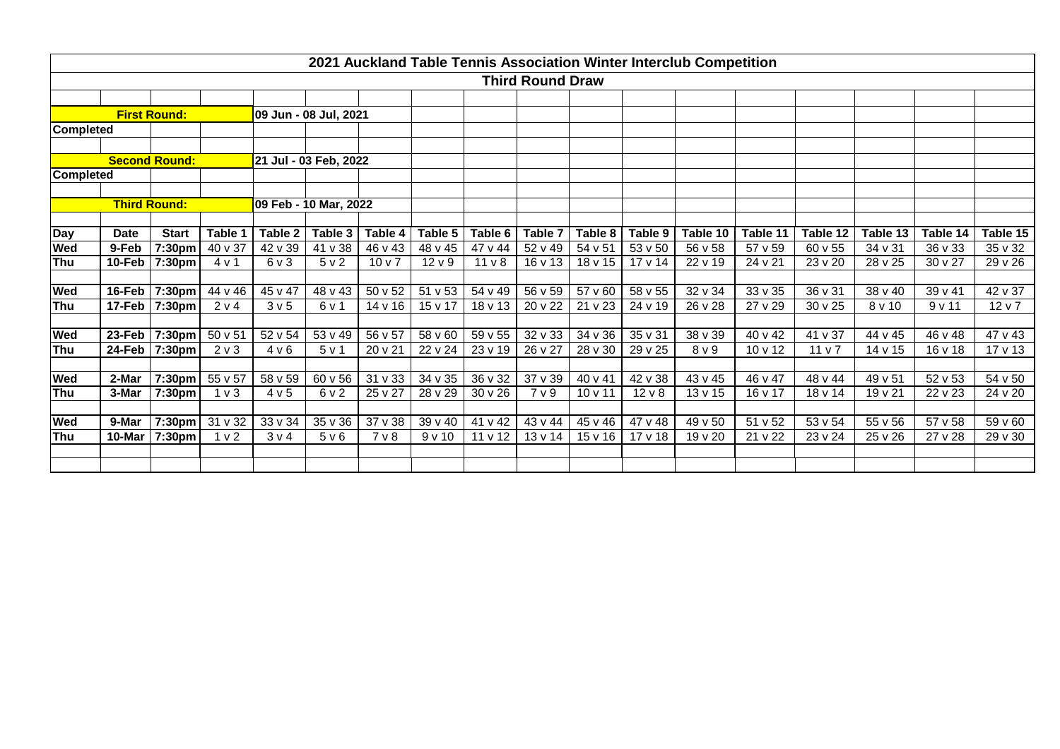## 2021 Auckland Table Tennis Association Winter Interclub Competition

### Third Round Draw

**First Round:** 09 Jun - 08 Jul, 2021
**Completed**

**Second Round:** 21 Jul - 03 Feb, 2022
**Completed**

**Third Round:** 09 Feb - 10 Mar, 2022

| Day | Date | Start | Table 1 | Table 2 | Table 3 | Table 4 | Table 5 | Table 6 | Table 7 | Table 8 | Table 9 | Table 10 | Table 11 | Table 12 | Table 13 | Table 14 | Table 15 |
|---|---|---|---|---|---|---|---|---|---|---|---|---|---|---|---|---|---|
| Wed | 9-Feb | 7:30pm | 40 v 37 | 42 v 39 | 41 v 38 | 46 v 43 | 48 v 45 | 47 v 44 | 52 v 49 | 54 v 51 | 53 v 50 | 56 v 58 | 57 v 59 | 60 v 55 | 34 v 31 | 36 v 33 | 35 v 32 |
| Thu | 10-Feb | 7:30pm | 4 v 1 | 6 v 3 | 5 v 2 | 10 v 7 | 12 v 9 | 11 v 8 | 16 v 13 | 18 v 15 | 17 v 14 | 22 v 19 | 24 v 21 | 23 v 20 | 28 v 25 | 30 v 27 | 29 v 26 |
| | | | | | | | | | | | | | | | | | |
| Wed | 16-Feb | 7:30pm | 44 v 46 | 45 v 47 | 48 v 43 | 50 v 52 | 51 v 53 | 54 v 49 | 56 v 59 | 57 v 60 | 58 v 55 | 32 v 34 | 33 v 35 | 36 v 31 | 38 v 40 | 39 v 41 | 42 v 37 |
| Thu | 17-Feb | 7:30pm | 2 v 4 | 3 v 5 | 6 v 1 | 14 v 16 | 15 v 17 | 18 v 13 | 20 v 22 | 21 v 23 | 24 v 19 | 26 v 28 | 27 v 29 | 30 v 25 | 8 v 10 | 9 v 11 | 12 v 7 |
| | | | | | | | | | | | | | | | | | |
| Wed | 23-Feb | 7:30pm | 50 v 51 | 52 v 54 | 53 v 49 | 56 v 57 | 58 v 60 | 59 v 55 | 32 v 33 | 34 v 36 | 35 v 31 | 38 v 39 | 40 v 42 | 41 v 37 | 44 v 45 | 46 v 48 | 47 v 43 |
| Thu | 24-Feb | 7:30pm | 2 v 3 | 4 v 6 | 5 v 1 | 20 v 21 | 22 v 24 | 23 v 19 | 26 v 27 | 28 v 30 | 29 v 25 | 8 v 9 | 10 v 12 | 11 v 7 | 14 v 15 | 16 v 18 | 17 v 13 |
| | | | | | | | | | | | | | | | | | |
| Wed | 2-Mar | 7:30pm | 55 v 57 | 58 v 59 | 60 v 56 | 31 v 33 | 34 v 35 | 36 v 32 | 37 v 39 | 40 v 41 | 42 v 38 | 43 v 45 | 46 v 47 | 48 v 44 | 49 v 51 | 52 v 53 | 54 v 50 |
| Thu | 3-Mar | 7:30pm | 1 v 3 | 4 v 5 | 6 v 2 | 25 v 27 | 28 v 29 | 30 v 26 | 7 v 9 | 10 v 11 | 12 v 8 | 13 v 15 | 16 v 17 | 18 v 14 | 19 v 21 | 22 v 23 | 24 v 20 |
| | | | | | | | | | | | | | | | | | |
| Wed | 9-Mar | 7:30pm | 31 v 32 | 33 v 34 | 35 v 36 | 37 v 38 | 39 v 40 | 41 v 42 | 43 v 44 | 45 v 46 | 47 v 48 | 49 v 50 | 51 v 52 | 53 v 54 | 55 v 56 | 57 v 58 | 59 v 60 |
| Thu | 10-Mar | 7:30pm | 1 v 2 | 3 v 4 | 5 v 6 | 7 v 8 | 9 v 10 | 11 v 12 | 13 v 14 | 15 v 16 | 17 v 18 | 19 v 20 | 21 v 22 | 23 v 24 | 25 v 26 | 27 v 28 | 29 v 30 |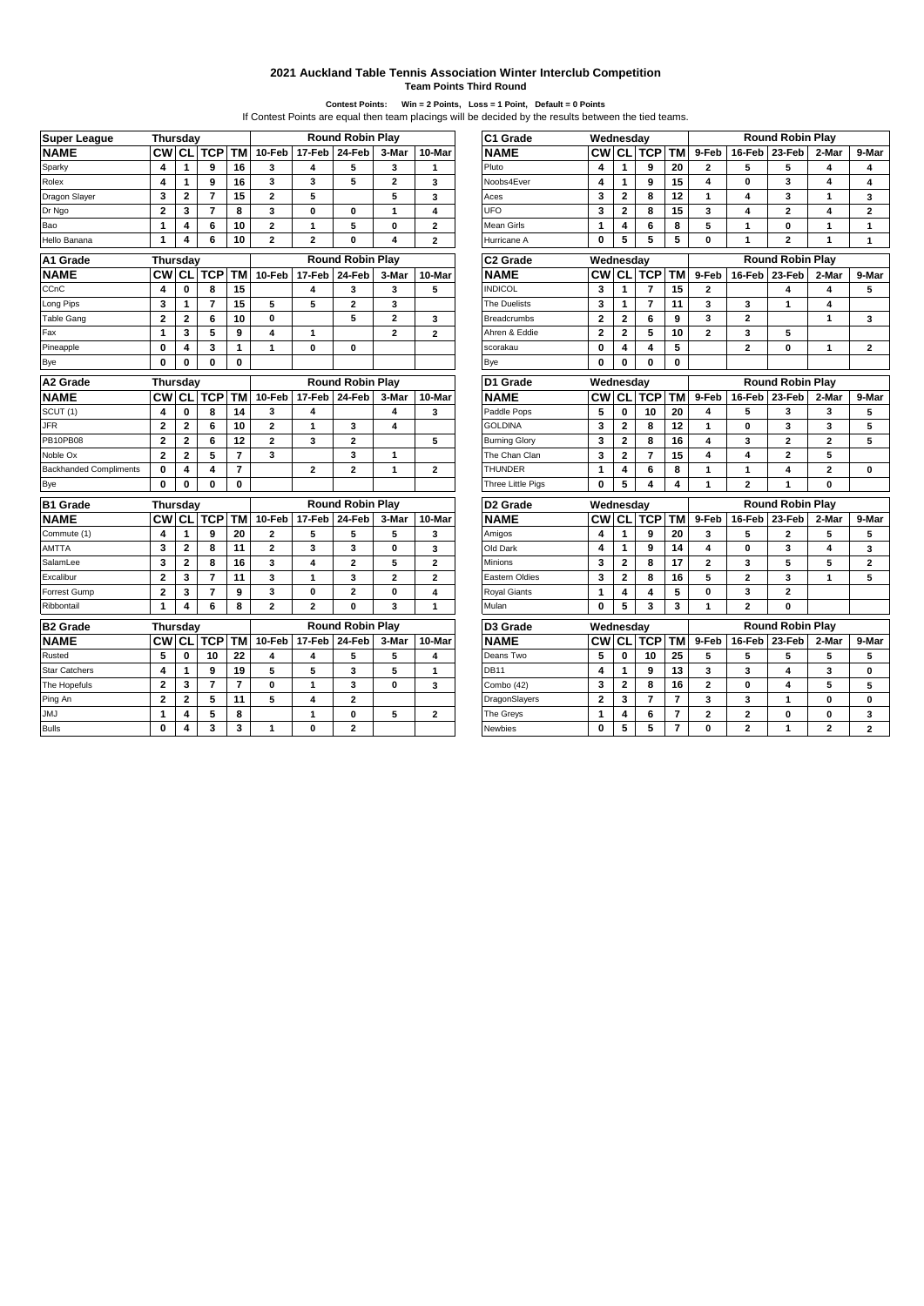# 2021 Auckland Table Tennis Association Winter Interclub Competition

**Team Points Third Round**

**Contest Points: Win = 2 Points, Loss = 1 Point, Default = 0 Points**

If Contest Points are equal then team placings will be decided by the results between the tied teams.

| Super League | Thursday | | | | Round Robin Play | | | | |
|---|---|---|---|---|---|---|---|---|---|
| NAME | CW | CL | TCP | TM | 10-Feb | 17-Feb | 24-Feb | 3-Mar | 10-Mar |
| Sparky | 4 | 1 | 9 | 16 | 3 | 4 | 5 | 3 | 1 |
| Rolex | 4 | 1 | 9 | 16 | 3 | 3 | 5 | 2 | 3 |
| Dragon Slayer | 3 | 2 | 7 | 15 | 2 | 5 | | 5 | 3 |
| Dr Ngo | 2 | 3 | 7 | 8 | 3 | 0 | 0 | 1 | 4 |
| Bao | 1 | 4 | 6 | 10 | 2 | 1 | 5 | 0 | 2 |
| Hello Banana | 1 | 4 | 6 | 10 | 2 | 2 | 0 | 4 | 2 |

| A1 Grade | Thursday | | | | Round Robin Play | | | | |
|---|---|---|---|---|---|---|---|---|---|
| NAME | CW | CL | TCP | TM | 10-Feb | 17-Feb | 24-Feb | 3-Mar | 10-Mar |
| CCnC | 4 | 0 | 8 | 15 | | 4 | 3 | 3 | 5 |
| Long Pips | 3 | 1 | 7 | 15 | 5 | 5 | 2 | 3 | |
| Table Gang | 2 | 2 | 6 | 10 | 0 | | 5 | 2 | 3 |
| Fax | 1 | 3 | 5 | 9 | 4 | 1 | | 2 | 2 |
| Pineapple | 0 | 4 | 3 | 1 | 1 | 0 | 0 | | |
| Bye | 0 | 0 | 0 | 0 | | | | | |

| A2 Grade | Thursday | | | | Round Robin Play | | | | |
|---|---|---|---|---|---|---|---|---|---|
| NAME | CW | CL | TCP | TM | 10-Feb | 17-Feb | 24-Feb | 3-Mar | 10-Mar |
| SCUT (1) | 4 | 0 | 8 | 14 | 3 | 4 | | 4 | 3 |
| JFR | 2 | 2 | 6 | 10 | 2 | 1 | 3 | 4 | |
| PB10PB08 | 2 | 2 | 6 | 12 | 2 | 3 | 2 | | 5 |
| Noble Ox | 2 | 2 | 5 | 7 | 3 | | 3 | 1 | |
| Backhanded Compliments | 0 | 4 | 4 | 7 | | 2 | 2 | 1 | 2 |
| Bye | 0 | 0 | 0 | 0 | | | | | |

| B1 Grade | Thursday | | | | Round Robin Play | | | | |
|---|---|---|---|---|---|---|---|---|---|
| NAME | CW | CL | TCP | TM | 10-Feb | 17-Feb | 24-Feb | 3-Mar | 10-Mar |
| Commute (1) | 4 | 1 | 9 | 20 | 2 | 5 | 5 | 5 | 3 |
| AMTTA | 3 | 2 | 8 | 11 | 2 | 3 | 3 | 0 | 3 |
| SalamLee | 3 | 2 | 8 | 16 | 3 | 4 | 2 | 5 | 2 |
| Excalibur | 2 | 3 | 7 | 11 | 3 | 1 | 3 | 2 | 2 |
| Forrest Gump | 2 | 3 | 7 | 9 | 3 | 0 | 2 | 0 | 4 |
| Ribbontail | 1 | 4 | 6 | 8 | 2 | 2 | 0 | 3 | 1 |

| B2 Grade | Thursday | | | | Round Robin Play | | | | |
|---|---|---|---|---|---|---|---|---|---|
| NAME | CW | CL | TCP | TM | 10-Feb | 17-Feb | 24-Feb | 3-Mar | 10-Mar |
| Rusted | 5 | 0 | 10 | 22 | 4 | 4 | 5 | 5 | 4 |
| Star Catchers | 4 | 1 | 9 | 19 | 5 | 5 | 3 | 5 | 1 |
| The Hopefuls | 2 | 3 | 7 | 7 | 0 | 1 | 3 | 0 | 3 |
| Ping An | 2 | 2 | 5 | 11 | 5 | 4 | 2 | | |
| JMJ | 1 | 4 | 5 | 8 | | 1 | 0 | 5 | 2 |
| Bulls | 0 | 4 | 3 | 3 | 1 | 0 | 2 | | |

| C1 Grade | Wednesday | | | | Round Robin Play | | | | |
|---|---|---|---|---|---|---|---|---|---|
| NAME | CW | CL | TCP | TM | 9-Feb | 16-Feb | 23-Feb | 2-Mar | 9-Mar |
| Pluto | 4 | 1 | 9 | 20 | 2 | 5 | 5 | 4 | 4 |
| Noobs4Ever | 4 | 1 | 9 | 15 | 4 | 0 | 3 | 4 | 4 |
| Aces | 3 | 2 | 8 | 12 | 1 | 4 | 3 | 1 | 3 |
| UFO | 3 | 2 | 8 | 15 | 3 | 4 | 2 | 4 | 2 |
| Mean Girls | 1 | 4 | 6 | 8 | 5 | 1 | 0 | 1 | 1 |
| Hurricane A | 0 | 5 | 5 | 5 | 0 | 1 | 2 | 1 | 1 |

| C2 Grade | Wednesday | | | | Round Robin Play | | | | |
|---|---|---|---|---|---|---|---|---|---|
| NAME | CW | CL | TCP | TM | 9-Feb | 16-Feb | 23-Feb | 2-Mar | 9-Mar |
| INDICOL | 3 | 1 | 7 | 15 | 2 | | 4 | 4 | 5 |
| The Duelists | 3 | 1 | 7 | 11 | 3 | 3 | 1 | 4 | |
| Breadcrumbs | 2 | 2 | 6 | 9 | 3 | 2 | | 1 | 3 |
| Ahren & Eddie | 2 | 2 | 5 | 10 | 2 | 3 | 5 | | |
| scorakau | 0 | 4 | 4 | 5 | | 2 | 0 | 1 | 2 |
| Bye | 0 | 0 | 0 | 0 | | | | | |

| D1 Grade | Wednesday | | | | Round Robin Play | | | | |
|---|---|---|---|---|---|---|---|---|---|
| NAME | CW | CL | TCP | TM | 9-Feb | 16-Feb | 23-Feb | 2-Mar | 9-Mar |
| Paddle Pops | 5 | 0 | 10 | 20 | 4 | 5 | 3 | 3 | 5 |
| GOLDINA | 3 | 2 | 8 | 12 | 1 | 0 | 3 | 3 | 5 |
| Burning Glory | 3 | 2 | 8 | 16 | 4 | 3 | 2 | 2 | 5 |
| The Chan Clan | 3 | 2 | 7 | 15 | 4 | 4 | 2 | 5 | |
| THUNDER | 1 | 4 | 6 | 8 | 1 | 1 | 4 | 2 | 0 |
| Three Little Pigs | 0 | 5 | 4 | 4 | 1 | 2 | 1 | 0 | |

| D2 Grade | Wednesday | | | | Round Robin Play | | | | |
|---|---|---|---|---|---|---|---|---|---|
| NAME | CW | CL | TCP | TM | 9-Feb | 16-Feb | 23-Feb | 2-Mar | 9-Mar |
| Amigos | 4 | 1 | 9 | 20 | 3 | 5 | 2 | 5 | 5 |
| Old Dark | 4 | 1 | 9 | 14 | 4 | 0 | 3 | 4 | 3 |
| Minions | 3 | 2 | 8 | 17 | 2 | 3 | 5 | 5 | 2 |
| Eastern Oldies | 3 | 2 | 8 | 16 | 5 | 2 | 3 | 1 | 5 |
| Royal Giants | 1 | 4 | 4 | 5 | 0 | 3 | 2 | | |
| Mulan | 0 | 5 | 3 | 3 | 1 | 2 | 0 | | |

| D3 Grade | Wednesday | | | | Round Robin Play | | | | |
|---|---|---|---|---|---|---|---|---|---|
| NAME | CW | CL | TCP | TM | 9-Feb | 16-Feb | 23-Feb | 2-Mar | 9-Mar |
| Deans Two | 5 | 0 | 10 | 25 | 5 | 5 | 5 | 5 | 5 |
| DB11 | 4 | 1 | 9 | 13 | 3 | 3 | 4 | 3 | 0 |
| Combo (42) | 3 | 2 | 8 | 16 | 2 | 0 | 4 | 5 | 5 |
| DragonSlayers | 2 | 3 | 7 | 7 | 3 | 3 | 1 | 0 | 0 |
| The Greys | 1 | 4 | 6 | 7 | 2 | 2 | 0 | 0 | 3 |
| Newbies | 0 | 5 | 5 | 7 | 0 | 2 | 1 | 2 | 2 |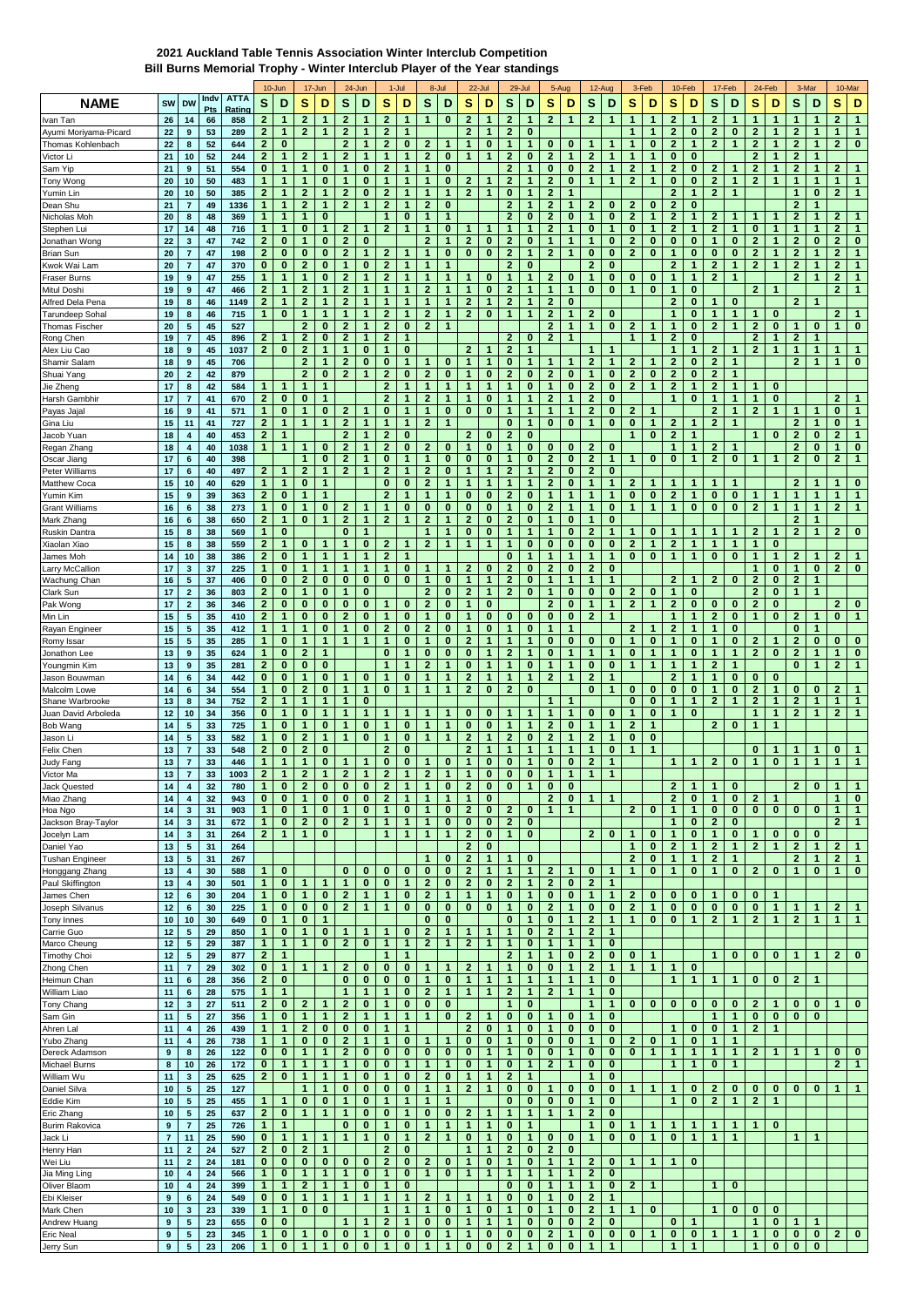## 2021 Auckland Table Tennis Association Winter Interclub Competition

### Bill Burns Memorial Trophy - Winter Interclub Player of the Year standings

| NAME | SW | DW | Indv Pts | ATTA Rating | 10-Jun | | 17-Jun | | 24-Jun | | 1-Jul | | 8-Jul | | 22-Jul | | 29-Jul | | 5-Aug | | 12-Aug | | 3-Feb | | 10-Feb | | 17-Feb | | 24-Feb | | 3-Mar | | 10-Mar | |
|---|---|---|---|---|---|---|---|---|---|---|---|---|---|---|---|---|---|---|---|---|---|---|---|---|---|---|---|---|---|---|---|---|---|---|
| | | | | | S | D | S | D | S | D | S | D | S | D | S | D | S | D | S | D | S | D | S | D | S | D | S | D | S | D | S | D | S | D |
| Ivan Tan | 26 | 14 | 66 | 858 | 2 | 1 | 2 | 1 | 2 | 1 | 2 | 1 | 1 | 0 | 2 | 1 | 2 | 1 | 2 | 1 | 2 | 1 | 1 | 1 | 2 | 1 | 2 | 1 | 1 | 1 | 1 | 1 | 2 | 1 |
| Ayumi Moriyama-Picard | 22 | 9 | 53 | 289 | 2 | 1 | 2 | 1 | 2 | 1 | 2 | 1 | | | 2 | 1 | 2 | 0 | | | | | 1 | 1 | 2 | 0 | 2 | 0 | 2 | 1 | 2 | 1 | 1 | 1 |
| Thomas Kohlenbach | 22 | 8 | 52 | 644 | 2 | 0 | | | 2 | 1 | 2 | 0 | 2 | 1 | 1 | 0 | 1 | 1 | 0 | 0 | 1 | 1 | 1 | 0 | 2 | 1 | 2 | 1 | 2 | 1 | 2 | 1 | 2 | 0 |
| Victor Li | 21 | 10 | 52 | 244 | 2 | 1 | 2 | 1 | 2 | 1 | 1 | 1 | 2 | 0 | 1 | 1 | 2 | 0 | 2 | 1 | 2 | 1 | 1 | 1 | 0 | 0 | | | 2 | 1 | 2 | 1 | | |
| Sam Yip | 21 | 9 | 51 | 554 | 0 | 1 | 1 | 0 | 1 | 0 | 2 | 1 | 1 | 0 | | | 2 | 1 | 0 | 0 | 2 | 1 | 2 | 1 | 2 | 0 | 2 | 1 | 2 | 1 | 2 | 1 | 2 | 1 |
| Tony Wong | 20 | 10 | 50 | 483 | 1 | 1 | 1 | 0 | 1 | 0 | 1 | 1 | 1 | 0 | 2 | 1 | 2 | 1 | 2 | 0 | 1 | 1 | 2 | 1 | 0 | 0 | 2 | 1 | 2 | 1 | 1 | 1 | 1 | 1 |
| Yumin Lin | 20 | 10 | 50 | 385 | 2 | 1 | 2 | 1 | 2 | 0 | 2 | 1 | 1 | 1 | 2 | 1 | 0 | 1 | 2 | 1 | | | | | 2 | 1 | 2 | 1 | | | 1 | 0 | 2 | 1 |
| Dean Shu | 21 | 7 | 49 | 1336 | 1 | 1 | 2 | 1 | 2 | 1 | 2 | 1 | 2 | 0 | | | 2 | 1 | 2 | 1 | 2 | 0 | 2 | 0 | 2 | 0 | | | | | 2 | 1 | | |
| Nicholas Moh | 20 | 8 | 48 | 369 | 1 | 1 | 1 | 0 | | | 1 | 0 | 1 | 1 | | | 2 | 0 | 2 | 0 | 1 | 0 | 2 | 1 | 2 | 1 | 2 | 1 | 1 | 1 | 2 | 1 | 2 | 1 |
| Stephen Lui | 17 | 14 | 48 | 716 | 1 | 1 | 0 | 1 | 2 | 1 | 2 | 1 | 1 | 0 | 1 | 1 | 1 | 1 | 2 | 1 | 0 | 1 | 0 | 1 | 2 | 1 | 2 | 1 | 0 | 1 | 1 | 1 | 2 | 1 |
| Jonathan Wong | 22 | 3 | 47 | 742 | 2 | 0 | 1 | 0 | 2 | 0 | | | 2 | 1 | 2 | 0 | 2 | 0 | 1 | 1 | 1 | 0 | 2 | 0 | 0 | 0 | 1 | 0 | 2 | 1 | 2 | 0 | 2 | 0 |
| Brian Sun | 20 | 7 | 47 | 198 | 2 | 0 | 0 | 0 | 2 | 1 | 2 | 1 | 1 | 0 | 0 | 0 | 2 | 1 | 2 | 1 | 0 | 0 | 2 | 0 | 1 | 0 | 0 | 0 | 2 | 1 | 2 | 1 | 2 | 1 |
| Kwok Wai Lam | 20 | 7 | 47 | 370 | 0 | 0 | 2 | 0 | 1 | 0 | 2 | 1 | 1 | 1 | | | 2 | 0 | | | 2 | 0 | | | 2 | 1 | 2 | 1 | 2 | 1 | 2 | 1 | 2 | 1 |
| Fraser Burns | 19 | 9 | 47 | 255 | 1 | 1 | 1 | 0 | 2 | 1 | 2 | 1 | 1 | 1 | 1 | 0 | 1 | 1 | 2 | 0 | 1 | 0 | 0 | 0 | 1 | 1 | 2 | 1 | | | 2 | 1 | 2 | 1 |
| Mitul Doshi | 19 | 9 | 47 | 466 | 2 | 1 | 2 | 1 | 2 | 1 | 1 | 1 | 2 | 1 | 1 | 0 | 2 | 1 | 1 | 1 | 0 | 0 | 1 | 0 | 1 | 0 | | | 2 | 1 | | | 2 | 1 |
| Alfred Dela Pena | 19 | 8 | 46 | 1149 | 2 | 1 | 2 | 1 | 2 | 1 | 1 | 1 | 1 | 1 | 2 | 1 | 2 | 1 | 2 | 0 | | | | | 2 | 0 | 1 | 0 | | | 2 | 1 | | |
| Tarundeep Sohal | 19 | 8 | 46 | 715 | 1 | 0 | 1 | 1 | 1 | 1 | 2 | 1 | 2 | 1 | 2 | 0 | 1 | 1 | 2 | 1 | 2 | 0 | | | 1 | 0 | 1 | 1 | 1 | 0 | | | 2 | 1 |
| Thomas Fischer | 20 | 5 | 45 | 527 | | | 2 | 0 | 2 | 1 | 2 | 0 | 2 | 1 | | | | | 2 | 1 | 1 | 0 | 2 | 1 | 1 | 0 | 2 | 1 | 2 | 0 | 1 | 0 | 1 | 0 |
| Rong Chen | 19 | 7 | 45 | 896 | 2 | 1 | 2 | 0 | 2 | 1 | 2 | 1 | | | | | 2 | 0 | 2 | 1 | | | 1 | 1 | 2 | 0 | | | 2 | 1 | 2 | 1 | | |
| Alex Liu Cao | 18 | 9 | 45 | 1037 | 2 | 0 | 2 | 1 | 1 | 0 | 1 | 0 | | | 2 | 1 | 2 | 1 | | | 1 | 1 | | | 1 | 1 | 2 | 1 | 2 | 1 | 1 | 1 | 1 | 1 |
| Shamir Salam | 18 | 9 | 45 | 706 | | | 2 | 1 | 2 | 0 | 0 | 1 | 1 | 0 | 1 | 1 | 0 | 1 | 1 | 1 | 2 | 1 | 2 | 1 | 2 | 0 | 2 | 1 | | | 2 | 1 | 1 | 0 |
| Shuai Yang | 20 | 2 | 42 | 879 | | | 2 | 0 | 2 | 1 | 2 | 0 | 2 | 0 | 1 | 0 | 2 | 0 | 2 | 0 | 1 | 0 | 2 | 0 | 2 | 0 | 2 | 1 | | | | | | |
| Jie Zheng | 17 | 8 | 42 | 584 | 1 | 1 | 1 | 1 | | | 2 | 1 | 1 | 1 | 1 | 1 | 1 | 0 | 1 | 0 | 2 | 0 | 2 | 1 | 2 | 1 | 2 | 1 | 1 | 0 | | | | |
| Harsh Gambhir | 17 | 7 | 41 | 670 | 2 | 0 | 0 | 1 | | | 2 | 1 | 2 | 1 | 1 | 0 | 1 | 1 | 2 | 1 | 2 | 0 | | | 1 | 0 | 1 | 1 | 1 | 0 | | | 2 | 1 |
| Payas Jajal | 16 | 9 | 41 | 571 | 1 | 0 | 1 | 0 | 2 | 1 | 0 | 1 | 1 | 0 | 0 | 0 | 1 | 1 | 1 | 1 | 2 | 0 | 2 | 1 | | | 2 | 1 | 2 | 1 | 1 | 1 | 0 | 1 |
| Gina Liu | 15 | 11 | 41 | 727 | 2 | 1 | 1 | 1 | 2 | 1 | 1 | 1 | 2 | 1 | | | 0 | 1 | 0 | 0 | 1 | 0 | 0 | 1 | 2 | 1 | 2 | 1 | | | 2 | 1 | 0 | 1 |
| Jacob Yuan | 18 | 4 | 40 | 453 | 2 | 1 | | | 2 | 1 | 2 | 0 | | | 2 | 0 | 2 | 0 | | | | | 1 | 0 | 2 | 1 | | | 1 | 0 | 2 | 0 | 2 | 1 |
| Regan Zhang | 18 | 4 | 40 | 1038 | 1 | 1 | 1 | 0 | 2 | 1 | 2 | 0 | 2 | 0 | 1 | 0 | 1 | 0 | 0 | 0 | 2 | 0 | | | 1 | 1 | 2 | 1 | | | 2 | 0 | 1 | 0 |
| Oscar Jiang | 17 | 6 | 40 | 398 | | | 1 | 0 | 2 | 1 | 0 | 1 | 1 | 0 | 0 | 0 | 1 | 0 | 2 | 0 | 2 | 1 | 1 | 0 | 0 | 1 | 2 | 0 | 1 | 1 | 2 | 0 | 2 | 1 |
| Peter Williams | 17 | 6 | 40 | 497 | 2 | 1 | 2 | 1 | 2 | 1 | 2 | 1 | 2 | 0 | 1 | 1 | 2 | 1 | 2 | 0 | 2 | 0 | | | | | | | | | | | | |
| Matthew Coca | 15 | 10 | 40 | 629 | 1 | 1 | 0 | 1 | | | 0 | 0 | 2 | 1 | 1 | 1 | 1 | 1 | 2 | 0 | 1 | 1 | 2 | 1 | 1 | 1 | 1 | 1 | | | 2 | 1 | 1 | 0 |
| Yumin Kim | 15 | 9 | 39 | 363 | 2 | 0 | 1 | 1 | | | 2 | 1 | 1 | 1 | 0 | 0 | 2 | 0 | 1 | 1 | 1 | 1 | 0 | 0 | 2 | 1 | 0 | 0 | 1 | 1 | 1 | 1 | 1 | 1 |
| Grant Williams | 16 | 6 | 38 | 273 | 1 | 0 | 1 | 0 | 2 | 1 | 1 | 0 | 0 | 0 | 0 | 0 | 1 | 0 | 2 | 1 | 1 | 0 | 1 | 1 | 1 | 0 | 0 | 0 | 2 | 1 | 1 | 1 | 2 | 1 |
| Mark Zhang | 16 | 6 | 38 | 650 | 2 | 1 | 0 | 1 | 2 | 1 | 2 | 1 | 2 | 1 | 2 | 0 | 2 | 0 | 1 | 0 | 1 | 0 | | | | | | | | | 2 | 1 | | |
| Ruskin Dantra | 15 | 8 | 38 | 569 | 1 | 0 | | | 0 | 1 | | | 1 | 1 | 0 | 0 | 1 | 1 | 1 | 0 | 2 | 1 | 1 | 0 | 1 | 1 | 1 | 1 | 2 | 1 | 2 | 1 | 2 | 0 |
| Xiaolan Xiao | 15 | 8 | 38 | 559 | 2 | 1 | 0 | 1 | 1 | 0 | 2 | 1 | 2 | 1 | 1 | 1 | 1 | 0 | 0 | 0 | 0 | 0 | 2 | 1 | 2 | 1 | 1 | 1 | 1 | 0 | | | | |
| James Moh | 14 | 10 | 38 | 386 | 2 | 0 | 1 | 1 | 1 | 1 | 2 | 1 | | | | | 0 | 1 | 1 | 1 | 1 | 1 | 0 | 0 | 1 | 1 | 0 | 0 | 1 | 1 | 2 | 1 | 2 | 1 |
| Larry McCallion | 17 | 3 | 37 | 225 | 1 | 0 | 1 | 1 | 1 | 1 | 1 | 0 | 1 | 1 | 2 | 0 | 2 | 0 | 2 | 0 | 2 | 0 | | | | | | | 1 | 0 | 1 | 0 | 2 | 0 |
| Wachung Chan | 16 | 5 | 37 | 406 | 0 | 0 | 2 | 0 | 0 | 0 | 0 | 0 | 1 | 0 | 1 | 1 | 2 | 0 | 1 | 1 | 1 | 1 | | | 2 | 1 | 2 | 0 | 2 | 0 | 2 | 1 | | |
| Clark Sun | 17 | 2 | 36 | 803 | 2 | 0 | 1 | 0 | 1 | 0 | | | 2 | 0 | 2 | 1 | 2 | 0 | 1 | 0 | 0 | 0 | 2 | 0 | 1 | 0 | | | 2 | 0 | 1 | 1 | | |
| Pak Wong | 17 | 2 | 36 | 346 | 2 | 0 | 0 | 0 | 0 | 0 | 1 | 0 | 2 | 0 | 1 | 0 | | | 2 | 0 | 1 | 1 | 2 | 1 | 2 | 0 | 0 | 0 | 2 | 0 | | | 2 | 0 |
| Min Lin | 15 | 5 | 35 | 410 | 2 | 1 | 0 | 0 | 2 | 0 | 1 | 0 | 1 | 0 | 1 | 0 | 0 | 0 | 0 | 0 | 2 | 1 | | | 1 | 1 | 2 | 0 | 1 | 0 | 2 | 1 | 0 | 1 |
| Rayan Engineer | 15 | 5 | 35 | 412 | 1 | 1 | 1 | 0 | 1 | 0 | 2 | 0 | 2 | 0 | 1 | 0 | 1 | 0 | 1 | 1 | | | 2 | 1 | 2 | 1 | 1 | 0 | | | 0 | 1 | | |
| Romy Issar | 15 | 5 | 35 | 285 | 1 | 0 | 1 | 1 | 1 | 1 | 1 | 0 | 1 | 0 | 2 | 1 | 1 | 1 | 0 | 0 | 0 | 0 | 1 | 0 | 1 | 0 | 1 | 0 | 2 | 1 | 2 | 0 | 0 | 0 |
| Jonathon Lee | 13 | 9 | 35 | 624 | 1 | 0 | 2 | 1 | | | 0 | 1 | 0 | 0 | 0 | 1 | 2 | 1 | 0 | 1 | 1 | 1 | 0 | 1 | 1 | 0 | 1 | 1 | 2 | 0 | 2 | 1 | 1 | 0 |
| Youngmin Kim | 13 | 9 | 35 | 281 | 2 | 0 | 0 | 0 | | | 1 | 1 | 2 | 1 | 0 | 1 | 1 | 0 | 1 | 1 | 0 | 0 | 1 | 1 | 1 | 1 | 2 | 1 | | | 0 | 1 | 2 | 1 |
| Jason Bouwman | 14 | 6 | 34 | 442 | 0 | 0 | 1 | 0 | 1 | 0 | 1 | 0 | 1 | 1 | 2 | 1 | 1 | 1 | 2 | 1 | 2 | 1 | | | 2 | 1 | 1 | 0 | 0 | 0 | | | | |
| Malcolm Lowe | 14 | 6 | 34 | 554 | 1 | 0 | 2 | 0 | 1 | 1 | 0 | 1 | 1 | 1 | 2 | 0 | 2 | 0 | | | 0 | 1 | 0 | 0 | 0 | 0 | 1 | 0 | 2 | 1 | 0 | 0 | 2 | 1 |
| Shane Warbrooke | 13 | 8 | 34 | 752 | 2 | 1 | 1 | 1 | 1 | 0 | | | | | | | | | 1 | 1 | | | 0 | 0 | 1 | 1 | 2 | 1 | 2 | 1 | 2 | 1 | 1 | 1 |
| Juan David Arboleda | 12 | 10 | 34 | 356 | 0 | 1 | 0 | 1 | 1 | 1 | 1 | 1 | 1 | 1 | 0 | 0 | 1 | 1 | 1 | 1 | 0 | 0 | 1 | 0 | 1 | 0 | | | 1 | 1 | 2 | 1 | 2 | 1 |
| Bob Wang | 14 | 5 | 33 | 725 | 1 | 0 | 1 | 0 | 1 | 0 | 1 | 0 | 0 | 1 | 1 | 0 | 1 | 1 | 2 | 0 | 1 | 1 | 2 | 1 | | | 2 | 0 | 1 | 1 | | | | |
| Jason Li | 14 | 5 | 33 | 582 | 1 | 0 | 2 | 1 | 1 | 0 | 1 | 0 | 1 | 1 | 2 | 1 | 2 | 0 | 2 | 1 | 2 | 1 | 0 | 0 | | | | | | | | | | |
| Felix Chen | 13 | 7 | 33 | 548 | 2 | 0 | 2 | 0 | | | 2 | 0 | | | 2 | 1 | 1 | 1 | 1 | 1 | 1 | 0 | 1 | 1 | | | | | 0 | 1 | 1 | 1 | 0 | 1 |
| Judy Fang | 13 | 7 | 33 | 446 | 1 | 1 | 1 | 0 | 1 | 1 | 0 | 0 | 1 | 0 | 1 | 0 | 0 | 1 | 0 | 0 | 2 | 1 | | | 1 | 1 | 2 | 0 | 1 | 0 | 1 | 1 | 1 | 1 |
| Victor Ma | 13 | 7 | 33 | 1003 | 2 | 1 | 2 | 1 | 2 | 1 | 2 | 1 | 2 | 1 | 1 | 0 | 0 | 0 | 1 | 1 | 1 | 1 | | | | | | | | | | | | |
| Jack Quested | 14 | 4 | 32 | 780 | 1 | 0 | 2 | 0 | 0 | 0 | 2 | 1 | 1 | 0 | 2 | 0 | 0 | 1 | 0 | 0 | | | | | 2 | 1 | 1 | 0 | | | 2 | 0 | 1 | 1 |
| Miao Zhang | 14 | 4 | 32 | 943 | 0 | 0 | 1 | 0 | 0 | 0 | 2 | 1 | 1 | 1 | 1 | 0 | | | 2 | 0 | 1 | 1 | | | 2 | 0 | 1 | 0 | 2 | 1 | | | 1 | 0 |
| Hoa Ngo | 14 | 3 | 31 | 903 | 1 | 0 | 1 | 0 | 1 | 0 | 1 | 0 | 1 | 0 | 2 | 0 | 2 | 0 | 1 | 1 | | | 2 | 0 | 1 | 1 | 0 | 0 | 0 | 0 | 0 | 0 | 1 | 1 |
| Jackson Bray-Taylor | 14 | 3 | 31 | 672 | 1 | 0 | 2 | 0 | 2 | 1 | 1 | 1 | 1 | 0 | 0 | 0 | 2 | 0 | | | | | | | 1 | 0 | 2 | 0 | | | | | 2 | 1 |
| Jocelyn Lam | 14 | 3 | 31 | 264 | 2 | 1 | 1 | 0 | | | 1 | 1 | 1 | 1 | 2 | 0 | 1 | 0 | | | 2 | 0 | 1 | 0 | 1 | 0 | 1 | 0 | 1 | 0 | 0 | 0 | | |
| Daniel Yao | 13 | 5 | 31 | 264 | | | | | | | | | | | 2 | 0 | | | | | | | 1 | 0 | 2 | 1 | 2 | 1 | 2 | 1 | 2 | 1 | 2 | 1 |
| Tushan Engineer | 13 | 5 | 30 | 267 | | | | | | | | | 1 | 0 | 2 | 1 | 1 | 0 | | | | | 2 | 0 | 1 | 1 | 2 | 1 | | | 2 | 1 | 2 | 1 |
| Honggang Zhang | 13 | 4 | 30 | 588 | 1 | 0 | | | 0 | 0 | 0 | 0 | 0 | 0 | 2 | 1 | 1 | 1 | 2 | 1 | 0 | 1 | 1 | 0 | 1 | 0 | 1 | 0 | 2 | 0 | 1 | 0 | 1 | 0 |
| Paul Skiffington | 13 | 4 | 30 | 501 | 1 | 0 | 1 | 1 | 1 | 0 | 0 | 1 | 2 | 0 | 2 | 0 | 2 | 1 | 2 | 0 | 2 | 1 | | | | | | | | | | | | |
| James Chen | 12 | 6 | 30 | 204 | 1 | 0 | 1 | 0 | 2 | 1 | 1 | 0 | 2 | 1 | 1 | 1 | 0 | 1 | 0 | 0 | 1 | 1 | 2 | 0 | 0 | 0 | 1 | 0 | 0 | 1 | | | | |
| Joseph Silvanus | 12 | 6 | 30 | 225 | 1 | 0 | 0 | 0 | 2 | 1 | 1 | 0 | 0 | 0 | 0 | 0 | 1 | 0 | 2 | 1 | 0 | 0 | 2 | 1 | 0 | 0 | 0 | 0 | 0 | 1 | 1 | 1 | 2 | 1 |
| Tony Innes | 10 | 10 | 30 | 649 | 0 | 1 | 0 | 1 | | | | | 0 | 0 | | | 0 | 1 | 0 | 1 | 2 | 1 | 1 | 0 | 0 | 1 | 2 | 1 | 2 | 1 | 2 | 1 | 1 | 1 |
| Carrie Guo | 12 | 5 | 29 | 850 | 1 | 0 | 1 | 0 | 1 | 1 | 1 | 0 | 2 | 1 | 1 | 1 | 1 | 0 | 2 | 1 | 2 | 1 | | | | | | | | | | | | |
| Marco Cheung | 12 | 5 | 29 | 387 | 1 | 1 | 1 | 0 | 2 | 0 | 1 | 1 | 2 | 1 | 2 | 1 | 1 | 0 | 1 | 1 | 1 | 0 | | | | | | | | | | | | |
| Timothy Choi | 12 | 5 | 29 | 877 | 2 | 1 | | | | | 1 | 1 | | | | | 2 | 1 | 1 | 0 | 2 | 0 | 0 | 1 | | | 1 | 0 | 0 | 0 | 1 | 1 | 2 | 0 |
| Zhong Chen | 11 | 7 | 29 | 302 | 0 | 1 | 1 | 1 | 2 | 0 | 0 | 0 | 1 | 1 | 2 | 1 | 1 | 0 | 0 | 1 | 2 | 1 | 1 | 1 | 1 | 0 | | | | | | | | |
| Heimun Chan | 11 | 6 | 28 | 356 | 2 | 0 | | | 0 | 0 | 0 | 0 | 1 | 0 | 1 | 1 | 1 | 1 | 1 | 1 | 1 | 0 | | | 1 | 1 | 1 | 1 | 0 | 0 | 2 | 1 | | |
| William Liao | 11 | 6 | 28 | 575 | 1 | 1 | | | 1 | 1 | 1 | 0 | 2 | 1 | 1 | 1 | 2 | 1 | 2 | 1 | 1 | 0 | | | | | | | | | | | | |
| Tony Chang | 12 | 3 | 27 | 511 | 2 | 0 | 2 | 1 | 2 | 0 | 1 | 0 | 0 | 0 | | | 1 | 0 | | | 1 | 1 | 0 | 0 | 0 | 0 | 0 | 0 | 2 | 1 | 0 | 0 | 1 | 0 |
| Sam Gin | 11 | 5 | 27 | 356 | 1 | 0 | 1 | 1 | 2 | 1 | 1 | 1 | 1 | 0 | 2 | 1 | 0 | 0 | 1 | 0 | 1 | 0 | | | | | 1 | 1 | 0 | 0 | 0 | 0 | | |
| Ahren Lal | 11 | 4 | 26 | 439 | 1 | 1 | 2 | 0 | 0 | 0 | 1 | 1 | | | 2 | 0 | 1 | 0 | 1 | 0 | 0 | 0 | | | 1 | 0 | 0 | 1 | 2 | 1 | | | | |
| Yubo Zhang | 11 | 4 | 26 | 738 | 1 | 1 | 0 | 0 | 2 | 1 | 1 | 0 | 1 | 1 | 0 | 0 | 1 | 0 | 0 | 0 | 1 | 0 | 2 | 0 | 1 | 0 | 1 | 1 | | | | | | |
| Dereck Adamson | 9 | 8 | 26 | 122 | 0 | 1 | 1 | 1 | 2 | 0 | 0 | 0 | 0 | 0 | 0 | 0 | 1 | 0 | 0 | 1 | 0 | 0 | 0 | 1 | 1 | 1 | 1 | 1 | 2 | 1 | 1 | 1 | 0 | 0 |
| Michael Burns | 8 | 10 | 26 | 172 | 0 | 1 | 1 | 1 | 1 | 1 | 0 | 0 | 1 | 1 | 0 | 1 | 0 | 1 | 2 | 1 | 0 | 0 | | | 1 | 1 | 0 | 1 | | | | | 2 | 1 |
| William Wu | 11 | 3 | 25 | 625 | 2 | 0 | 1 | 1 | 1 | 0 | 1 | 0 | 2 | 0 | 1 | 1 | 2 | 1 | | | 1 | 0 | | | | | | | | | | | | |
| Daniel Silva | 10 | 5 | 25 | 127 | | | 1 | 1 | 0 | 0 | 0 | 0 | 1 | 1 | 2 | 1 | 0 | 0 | 1 | 0 | 0 | 0 | 1 | 1 | 1 | 0 | 2 | 0 | 0 | 0 | 0 | 0 | 1 | 1 |
| Eddie Kim | 10 | 5 | 25 | 455 | 1 | 1 | 0 | 0 | 1 | 0 | 1 | 1 | 1 | 1 | | | 0 | 0 | 0 | 0 | 1 | 0 | | | 1 | 0 | 2 | 1 | 2 | 1 | | | | |
| Eric Zhang | 10 | 5 | 25 | 637 | 2 | 0 | 1 | 1 | 1 | 0 | 0 | 1 | 0 | 0 | 2 | 1 | 1 | 1 | 1 | 1 | 2 | 0 | | | | | | | | | | | | |
| Burim Rakovica | 9 | 7 | 25 | 726 | 1 | 1 | | | 0 | 0 | 1 | 0 | 1 | 1 | 1 | 1 | 0 | 1 | | | 1 | 0 | 1 | 1 | 1 | 1 | 1 | 1 | 1 | 0 | | | | |
| Jack Li | 7 | 11 | 25 | 590 | 0 | 1 | 1 | 1 | 1 | 1 | 0 | 1 | 2 | 1 | 0 | 1 | 0 | 1 | 0 | 0 | 1 | 0 | 0 | 1 | 0 | 1 | 1 | 1 | | | 1 | 1 | | |
| Henry Han | 11 | 2 | 24 | 527 | 2 | 0 | 2 | 1 | | | 2 | 0 | | | 1 | 1 | 2 | 0 | 2 | 0 | 0 | | | | | | | | | | | | | |
| Wei Liu | 11 | 2 | 24 | 181 | 0 | 0 | 0 | 0 | 0 | 0 | 2 | 0 | 2 | 0 | 1 | 0 | 1 | 0 | 1 | 1 | 2 | 0 | 1 | 1 | 1 | 0 | | | | | | | | |
| Jia Ming Ling | 10 | 4 | 24 | 566 | 1 | 0 | 1 | 1 | 1 | 0 | 1 | 0 | 1 | 0 | 1 | 1 | 1 | 1 | 1 | 1 | 2 | 0 | | | | | | | | | | | | |
| Oliver Blaom | 10 | 4 | 24 | 399 | 1 | 1 | 2 | 1 | 1 | 0 | 1 | 0 | | | | | 0 | 0 | 1 | 1 | 1 | 0 | 2 | 1 | | | 1 | 0 | | | | | | |
| Ebi Kleiser | 9 | 6 | 24 | 549 | 0 | 0 | 1 | 1 | 1 | 1 | 1 | 1 | 2 | 1 | 1 | 1 | 0 | 0 | 1 | 0 | 2 | 1 | | | | | | | | | | | | |
| Mark Chen | 10 | 3 | 23 | 339 | 1 | 1 | 0 | 0 | | | 1 | 1 | 1 | 0 | 1 | 0 | 1 | 0 | 2 | 1 | 1 | 0 | 1 | 0 | | | 1 | 0 | 0 | 0 | | | | |
| Andrew Huang | 9 | 5 | 23 | 655 | 0 | 0 | | | 1 | 1 | 2 | 1 | 0 | 0 | 1 | 1 | 1 | 0 | 2 | 0 | | | 0 | 1 | | | 1 | 0 | 1 | 1 | | | | |
| Eric Neal | 9 | 5 | 23 | 345 | 1 | 0 | 1 | 0 | 0 | 1 | 1 | 0 | 0 | 0 | 1 | 1 | 0 | 0 | 2 | 1 | 0 | 0 | 0 | 1 | 0 | 0 | 1 | 1 | 1 | 0 | 0 | 0 | 2 | 0 |
| Jerry Sun | 9 | 5 | 23 | 206 | 1 | 0 | 1 | 1 | 0 | 0 | 1 | 0 | 1 | 1 | 0 | 0 | 2 | 1 | 0 | 0 | 1 | 1 | | | 1 | 1 | | | 1 | 0 | 0 | 0 | | |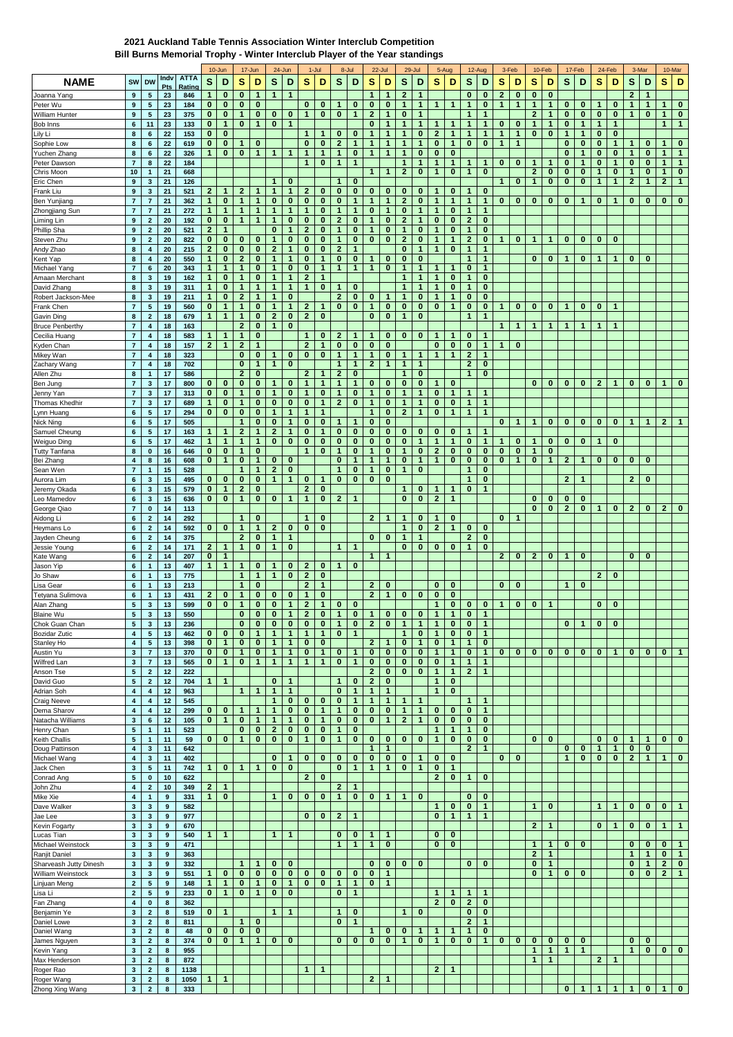## 2021 Auckland Table Tennis Association Winter Interclub Competition
## Bill Burns Memorial Trophy - Winter Interclub Player of the Year standings

| NAME | SW | DW | Indv Pts | ATTA Rating | 10-Jun | | 17-Jun | | 24-Jun | | 1-Jul | | 8-Jul | | 22-Jul | | 29-Jul | | 5-Aug | | 12-Aug | | 3-Feb | | 10-Feb | | 17-Feb | | 24-Feb | | 3-Mar | | 10-Mar | |
|---|---|---|---|---|---|---|---|---|---|---|---|---|---|---|---|---|---|---|---|---|---|---|---|---|---|---|---|---|---|---|---|---|---|---|
| | | | | | S | D | S | D | S | D | S | D | S | D | S | D | S | D | S | D | S | D | S | D | S | D | S | D | S | D | S | D | S | D |
| Joanna Yang | 9 | 5 | 23 | 846 | 1 | 0 | 0 | 1 | 1 | 1 | | | | | 1 | 1 | 2 | 1 | | | 0 | 0 | 2 | 0 | 0 | 0 | | | | | 2 | 1 | | |
| Peter Wu | 9 | 5 | 23 | 184 | 0 | 0 | 0 | 0 | | | 0 | 0 | 1 | 0 | 0 | 0 | 1 | 1 | 1 | 1 | 1 | 0 | 1 | 1 | 1 | 1 | 0 | 0 | 1 | 0 | 1 | 1 | 1 | 0 |
| William Hunter | 9 | 5 | 23 | 375 | 0 | 0 | 1 | 0 | 0 | 0 | 1 | 0 | 0 | 1 | 2 | 1 | 0 | 1 | | | 1 | 1 | | | 2 | 1 | 0 | 0 | 0 | 0 | 1 | 0 | 1 | 0 |
| Bob Inns | 6 | 11 | 23 | 133 | 0 | 1 | 0 | 1 | 0 | 1 | | | | | 0 | 1 | 1 | 1 | 1 | 1 | 1 | 1 | 0 | 0 | 1 | 1 | 0 | 1 | 1 | 1 | | | 1 | 1 |
| Lily Li | 8 | 6 | 22 | 153 | 0 | 0 | | | | | 1 | 1 | 0 | 0 | 1 | 1 | 1 | 0 | 2 | 1 | 1 | 1 | 1 | 1 | 0 | 0 | 1 | 1 | 0 | 0 | | | | |
| Sophie Low | 8 | 6 | 22 | 619 | 0 | 0 | 1 | 0 | | | 0 | 0 | 2 | 1 | 1 | 1 | 1 | 0 | 0 | 1 | 0 | 0 | 1 | 1 | | | 0 | 0 | 0 | 1 | 1 | 0 | 1 | 0 |
| Yuchen Zhang | 8 | 6 | 22 | 326 | 1 | 0 | 0 | 1 | 1 | 1 | 1 | 1 | 1 | 0 | 1 | 1 | 1 | 0 | 0 | 0 | | | | | | | 0 | 1 | 0 | 0 | 1 | 0 | 1 | 1 |
| Peter Dawson | 7 | 8 | 22 | 184 | | | | | | | 1 | 0 | 1 | 1 | | | 1 | 1 | 1 | 1 | 1 | 1 | 0 | 0 | 1 | 1 | 0 | 1 | 0 | 1 | 0 | 0 | 1 | 1 |
| Chris Moon | 10 | 1 | 21 | 668 | | | | | | | | | | | 1 | 1 | 2 | 0 | 1 | 0 | 1 | 0 | | | 2 | 0 | 0 | 0 | 1 | 0 | 1 | 0 | 1 | 0 |
| Eric Chen | 9 | 3 | 21 | 126 | | | | | 1 | 0 | | | 1 | 0 | | | | | | | | | 1 | 0 | 1 | 0 | 0 | 0 | 1 | 1 | 2 | 1 | 2 | 1 |
| Frank Liu | 9 | 3 | 21 | 521 | 2 | 1 | 2 | 1 | 1 | 1 | 2 | 0 | 0 | 0 | 0 | 0 | 0 | 0 | 1 | 0 | 1 | 0 | | | | | | | | | | | | |
| Ben Yunjiang | 7 | 7 | 21 | 362 | 1 | 0 | 1 | 1 | 0 | 0 | 0 | 0 | 0 | 1 | 1 | 1 | 2 | 0 | 1 | 1 | 1 | 1 | 0 | 0 | 0 | 0 | 0 | 1 | 0 | 1 | 0 | 0 | 0 | 0 |
| Zhongjiang Sun | 7 | 7 | 21 | 272 | 1 | 1 | 1 | 1 | 1 | 1 | 1 | 0 | 1 | 1 | 0 | 1 | 0 | 1 | 1 | 0 | 1 | 1 | | | | | | | | | | | | |
| Liming Lin | 9 | 2 | 20 | 192 | 0 | 0 | 1 | 1 | 1 | 0 | 0 | 0 | 2 | 0 | 1 | 0 | 2 | 1 | 0 | 0 | 2 | 0 | | | | | | | | | | | | |
| Phillip Sha | 9 | 2 | 20 | 521 | 2 | 1 | | | 0 | 1 | 2 | 0 | 1 | 0 | 1 | 0 | 1 | 0 | 1 | 0 | 1 | 0 | | | | | | | | | | | | |
| Steven Zhu | 9 | 2 | 20 | 822 | 0 | 0 | 0 | 0 | 1 | 0 | 0 | 0 | 1 | 0 | 0 | 0 | 2 | 0 | 1 | 1 | 2 | 0 | 1 | 0 | 1 | 1 | 0 | 0 | 0 | 0 | | | | |
| Andy Zhao | 8 | 4 | 20 | 215 | 2 | 0 | 0 | 0 | 2 | 1 | 0 | 0 | 2 | 1 | | | 0 | 1 | 1 | 0 | 1 | 1 | | | | | | | | | | | | |
| Kent Yap | 8 | 4 | 20 | 550 | 1 | 0 | 2 | 0 | 1 | 1 | 0 | 1 | 0 | 0 | 1 | 0 | 0 | 0 | | | 1 | 1 | | | 0 | 0 | 1 | 0 | 1 | 1 | 0 | 0 | | |
| Michael Yang | 7 | 6 | 20 | 343 | 1 | 1 | 1 | 0 | 1 | 0 | 0 | 1 | 1 | 1 | 1 | 0 | 1 | 1 | 1 | 1 | 0 | 1 | | | | | | | | | | | | |
| Amaan Merchant | 8 | 3 | 19 | 162 | 1 | 0 | 1 | 0 | 1 | 1 | 2 | 1 | | | | | 1 | 1 | 1 | 0 | 1 | 0 | | | | | | | | | | | | |
| David Zhang | 8 | 3 | 19 | 311 | 1 | 0 | 1 | 1 | 1 | 1 | 1 | 0 | 1 | 0 | | | 1 | 1 | 1 | 0 | 1 | 0 | | | | | | | | | | | | |
| Robert Jackson-Mee | 8 | 3 | 19 | 211 | 1 | 0 | 2 | 1 | 1 | 0 | | | 2 | 0 | 0 | 1 | 1 | 0 | 1 | 1 | 0 | 0 | | | | | | | | | | | | |
| Frank Chen | 7 | 5 | 19 | 560 | 0 | 1 | 1 | 0 | 1 | 1 | 2 | 1 | 0 | 0 | 1 | 0 | 0 | 0 | 0 | 1 | 0 | 0 | 1 | 0 | 0 | 0 | 1 | 0 | 0 | 1 | | | | |
| Gavin Ding | 8 | 2 | 18 | 679 | 1 | 1 | 1 | 0 | 2 | 0 | 2 | 0 | | | 0 | 0 | 1 | 0 | | | 1 | 1 | | | | | | | | | | | | |
| Bruce Penberthy | 7 | 4 | 18 | 163 | | | 2 | 0 | 1 | 0 | | | | | | | | | | | | | 1 | 1 | 1 | 1 | 1 | 1 | 1 | 1 | | | | |
| Cecilia Huang | 7 | 4 | 18 | 583 | 1 | 1 | 1 | 0 | | | 1 | 0 | 2 | 1 | 1 | 0 | 0 | 0 | 1 | 1 | 0 | 1 | | | | | | | | | | | | |
| Kyden Chan | 7 | 4 | 18 | 157 | 2 | 1 | 2 | 1 | | | 2 | 1 | 0 | 0 | 0 | 0 | | | 0 | 0 | 0 | 1 | 1 | 0 | | | | | | | | | | |
| Mikey Wan | 7 | 4 | 18 | 323 | | | 0 | 0 | 1 | 0 | 0 | 0 | 1 | 1 | 1 | 0 | 1 | 1 | 1 | 1 | 2 | 1 | | | | | | | | | | | | |
| Zachary Wang | 7 | 4 | 18 | 702 | | | 0 | 1 | 1 | 0 | | | 1 | 1 | 2 | 1 | 1 | 1 | | | 2 | 0 | | | | | | | | | | | | |
| Allen Zhu | 8 | 1 | 17 | 586 | | | 2 | 0 | | | 2 | 1 | 2 | 0 | | | 1 | 0 | | | 1 | 0 | | | | | | | | | | | | |
| Ben Jung | 7 | 3 | 17 | 800 | 0 | 0 | 0 | 0 | 1 | 0 | 1 | 1 | 1 | 1 | 0 | 0 | 0 | 0 | 1 | 0 | | | | | 0 | 0 | 0 | 0 | 2 | 1 | 0 | 0 | 1 | 0 |
| Jenny Tan | 7 | 3 | 17 | 313 | 0 | 0 | 1 | 0 | 1 | 0 | 1 | 0 | 1 | 0 | 1 | 0 | 1 | 1 | 0 | 1 | 1 | 1 | | | | | | | | | | | | |
| Thomas Khedhir | 7 | 3 | 17 | 689 | 1 | 0 | 1 | 0 | 0 | 0 | 0 | 1 | 2 | 0 | 1 | 0 | 1 | 1 | 0 | 0 | 1 | 1 | | | | | | | | | | | | |
| Lynn Huang | 6 | 5 | 17 | 294 | 0 | 0 | 0 | 0 | 1 | 1 | 1 | 1 | | | 1 | 0 | 2 | 1 | 0 | 1 | 1 | 1 | | | | | | | | | | | | |
| Nick Ning | 6 | 5 | 17 | 505 | | | 1 | 0 | 0 | 1 | 0 | 0 | 1 | 1 | 0 | 0 | | | | | | | 0 | 1 | 1 | 0 | 0 | 0 | 0 | 0 | 1 | 1 | 2 | 1 |
| Samuel Cheung | 6 | 5 | 17 | 163 | 1 | 1 | 2 | 1 | 2 | 1 | 0 | 1 | 0 | 0 | 0 | 0 | 0 | 0 | 0 | 0 | 1 | 1 | | | | | | | | | | | | |
| Weiguo Ding | 6 | 5 | 17 | 462 | 1 | 1 | 1 | 1 | 0 | 0 | 0 | 0 | 0 | 0 | 0 | 0 | 0 | 1 | 1 | 1 | 0 | 1 | 1 | 0 | 1 | 0 | 0 | 0 | 1 | 0 | | | | |
| Tutty Tanfana | 8 | 0 | 16 | 646 | 0 | 0 | 1 | 0 | | | 1 | 0 | 1 | 0 | 1 | 0 | 1 | 0 | 2 | 0 | 0 | 0 | 0 | 0 | 1 | 0 | | | | | | | | |
| Bei Zhang | 4 | 8 | 16 | 608 | 0 | 1 | 0 | 1 | 0 | 0 | | | 0 | 1 | 1 | 1 | 0 | 1 | 1 | 0 | 0 | 0 | 0 | 1 | 0 | 1 | 2 | 1 | 0 | 0 | 0 | 0 | | |
| Sean Wen | 7 | 1 | 15 | 528 | | | 1 | 1 | 2 | 0 | | | 1 | 0 | 1 | 0 | 1 | 0 | | | 1 | 0 | | | | | | | | | | | | |
| Aurora Lim | 6 | 3 | 15 | 495 | 0 | 0 | 0 | 0 | 1 | 1 | 0 | 1 | 0 | 0 | 0 | 0 | | | | | 1 | 0 | | | | | 2 | 1 | | | 2 | 0 | | |
| Jeremy Okada | 6 | 3 | 15 | 579 | 0 | 1 | 2 | 0 | | | 2 | 0 | | | | | 1 | 0 | 1 | 1 | 0 | 1 | | | | | | | | | | | | |
| Leo Mamedov | 6 | 3 | 15 | 636 | 0 | 0 | 1 | 0 | 0 | 1 | 1 | 0 | 2 | 1 | | | 0 | 0 | 2 | 1 | | | | | 0 | 0 | 0 | 0 | | | | | | |
| George Qiao | 7 | 0 | 14 | 113 | | | | | | | | | | | | | | | | | | | | | 0 | 0 | 2 | 0 | 1 | 0 | 2 | 0 | 2 | 0 |
| Aidong Li | 6 | 2 | 14 | 292 | | | 1 | 0 | | | 1 | 0 | | | 2 | 1 | 1 | 0 | 1 | 0 | | | 0 | 1 | | | | | | | | | | |
| Heymans Lo | 6 | 2 | 14 | 592 | 0 | 0 | 1 | 1 | 2 | 0 | 0 | 0 | | | | | 1 | 0 | 2 | 1 | 0 | 0 | | | | | | | | | | | | |
| Jayden Cheung | 6 | 2 | 14 | 375 | | | 2 | 0 | 1 | 1 | | | | | 0 | 0 | 1 | 1 | | | 2 | 0 | | | | | | | | | | | | |
| Jessie Young | 6 | 2 | 14 | 171 | 2 | 1 | 1 | 0 | 1 | 0 | | | 1 | 1 | | | 0 | 0 | 0 | 0 | 1 | 0 | | | | | | | | | | | | |
| Kate Wang | 6 | 2 | 14 | 207 | 0 | 1 | | | | | | | | | 1 | 1 | | | | | | | 2 | 0 | 2 | 0 | 1 | 0 | | | 0 | 0 | | |
| Jason Yip | 6 | 1 | 13 | 407 | 1 | 1 | 1 | 0 | 1 | 0 | 2 | 0 | 1 | 0 | | | | | | | | | | | | | | | | | | | | |
| Jo Shaw | 6 | 1 | 13 | 775 | | | 1 | 1 | 1 | 0 | 2 | 0 | | | | | | | | | | | | | | | | | 2 | 0 | | | | |
| Lisa Gear | 6 | 1 | 13 | 213 | | | 1 | 0 | | | 2 | 1 | | | 2 | 0 | | | 0 | 0 | | | 0 | 0 | | | 1 | 0 | | | | | | |
| Tetyana Sulimova | 6 | 1 | 13 | 431 | 2 | 0 | 1 | 0 | 0 | 0 | 1 | 0 | | | 2 | 1 | 0 | 0 | 0 | 0 | | | | | | | | | | | | | | |
| Alan Zhang | 5 | 3 | 13 | 599 | 0 | 0 | 1 | 0 | 0 | 1 | 2 | 1 | 0 | 0 | | | | | 1 | 0 | 0 | 0 | 1 | 0 | 0 | 1 | | | 0 | 0 | | | | |
| Blaine Wu | 5 | 3 | 13 | 550 | | | 0 | 0 | 0 | 1 | 2 | 0 | 1 | 0 | 1 | 0 | 0 | 0 | 1 | 1 | 0 | 1 | | | | | | | | | | | | |
| Chok Guan Chan | 5 | 3 | 13 | 236 | | | 0 | 0 | 0 | 0 | 0 | 0 | 1 | 0 | 2 | 0 | 1 | 1 | 1 | 0 | 0 | 1 | | | | | 0 | 1 | 0 | 0 | | | | |
| Bozidar Zutic | 4 | 5 | 13 | 462 | 0 | 0 | 0 | 1 | 1 | 1 | 1 | 1 | 0 | 1 | | | 1 | 0 | 1 | 0 | 0 | 1 | | | | | | | | | | | | |
| Stanley Ho | 4 | 5 | 13 | 398 | 0 | 1 | 0 | 0 | 1 | 1 | 0 | 0 | | | 2 | 1 | 0 | 1 | 0 | 1 | 1 | 0 | | | | | | | | | | | | |
| Austin Yu | 3 | 7 | 13 | 370 | 0 | 0 | 1 | 0 | 1 | 1 | 0 | 1 | 0 | 1 | 0 | 0 | 0 | 0 | 1 | 1 | 0 | 1 | 0 | 0 | 0 | 0 | 0 | 0 | 0 | 1 | 0 | 0 | 0 | 1 |
| Wilfred Lan | 3 | 7 | 13 | 565 | 0 | 1 | 0 | 1 | 1 | 1 | 1 | 1 | 0 | 1 | 0 | 0 | 0 | 0 | 0 | 1 | 1 | 1 | | | | | | | | | | | | |
| Anson Tse | 5 | 2 | 12 | 222 | | | | | | | | | | | 2 | 0 | 0 | 0 | 1 | 1 | 2 | 1 | | | | | | | | | | | | |
| David Guo | 5 | 2 | 12 | 704 | 1 | 1 | | | 0 | 1 | | | 1 | 0 | 2 | 0 | | | 1 | 0 | | | | | | | | | | | | | | |
| Adrian Soh | 4 | 4 | 12 | 963 | | | 1 | 1 | 1 | 1 | | | 0 | 1 | 1 | 1 | | | 1 | 0 | | | | | | | | | | | | | | |
| Craig Neeve | 4 | 4 | 12 | 545 | | | | | 1 | 0 | 0 | 0 | 0 | 1 | 1 | 1 | 1 | 1 | | | 1 | 1 | | | | | | | | | | | | |
| Dema Sharov | 4 | 4 | 12 | 299 | 0 | 0 | 1 | 1 | 1 | 0 | 0 | 1 | 1 | 0 | 0 | 0 | 1 | 1 | 0 | 0 | 0 | 1 | | | | | | | | | | | | |
| Natacha Williams | 3 | 6 | 12 | 105 | 0 | 1 | 0 | 1 | 1 | 1 | 0 | 1 | 0 | 0 | 0 | 1 | 2 | 1 | 0 | 0 | 0 | 0 | | | | | | | | | | | | |
| Henry Chan | 5 | 1 | 11 | 523 | | | 0 | 0 | 2 | 0 | 0 | 0 | 1 | 0 | | | | | 1 | 1 | 1 | 0 | | | | | | | | | | | | |
| Keith Challis | 5 | 1 | 11 | 59 | 0 | 0 | 1 | 0 | 0 | 0 | 1 | 0 | 1 | 0 | 0 | 0 | 0 | 0 | 1 | 0 | 0 | 0 | | | 0 | 0 | | | 0 | 0 | 1 | 1 | 0 | 0 |
| Doug Pattinson | 4 | 3 | 11 | 642 | | | | | | | | | | | 1 | 1 | | | | | 2 | 1 | | | | | 0 | 0 | 1 | 1 | 0 | 0 | | |
| Michael Wang | 4 | 3 | 11 | 402 | | | | | 0 | 1 | 0 | 0 | 0 | 0 | 0 | 0 | 0 | 1 | 0 | 0 | | | 0 | 0 | | | 1 | 0 | 0 | 0 | 2 | 1 | 1 | 0 |
| Jack Chen | 3 | 5 | 11 | 742 | 1 | 0 | 1 | 1 | 0 | 0 | | | 0 | 1 | 1 | 1 | 0 | 1 | 0 | 1 | | | | | | | | | | | | | | |
| Conrad Ang | 5 | 0 | 10 | 622 | | | | | | | 2 | 0 | | | | | | | 2 | 0 | 1 | 0 | | | | | | | | | | | | |
| John Zhu | 4 | 2 | 10 | 349 | 2 | 1 | | | | | | | 2 | 1 | | | | | | | | | | | | | | | | | | | | |
| Mike Xie | 4 | 1 | 9 | 331 | 1 | 0 | | | 1 | 0 | 0 | 0 | 1 | 0 | 0 | 1 | 1 | 0 | | | 0 | 0 | | | | | | | | | | | | |
| Dave Walker | 3 | 3 | 9 | 582 | | | | | | | | | | | | | | | 1 | 0 | 0 | 1 | | | 1 | 0 | | | 1 | 1 | 0 | 0 | 0 | 1 |
| Jae Lee | 3 | 3 | 9 | 977 | | | | | | | 0 | 0 | 2 | 1 | | | | | 0 | 1 | 1 | 1 | | | | | | | | | | | | |
| Kevin Fogarty | 3 | 3 | 9 | 670 | | | | | | | | | | | | | | | | | | | | | 2 | 1 | | | 0 | 1 | 0 | 0 | 1 | 1 |
| Lucas Tian | 3 | 3 | 9 | 540 | 1 | 1 | | | 1 | 1 | | | 0 | 0 | 1 | 1 | | | 0 | 0 | | | | | | | | | | | | | | |
| Michael Weinstock | 3 | 3 | 9 | 471 | | | | | | | | | 1 | 1 | 1 | 0 | | | 0 | 0 | | | | | 1 | 1 | 0 | 0 | | | 0 | 0 | 0 | 1 |
| Ranjit Daniel | 3 | 3 | 9 | 363 | | | | | | | | | | | | | | | | | | | | | 2 | 1 | | | | | 1 | 1 | 0 | 1 |
| Sharveash Jutty Dinesh | 3 | 3 | 9 | 332 | | | 1 | 1 | 0 | 0 | | | | | 0 | 0 | 0 | 0 | | | 0 | 0 | | | 0 | 1 | | | | | 0 | 1 | 2 | 0 |
| William Weinstock | 3 | 3 | 9 | 551 | 1 | 0 | 0 | 0 | 0 | 0 | 0 | 0 | 0 | 0 | 0 | 1 | | | | | | | | | 0 | 1 | 0 | 0 | | | 0 | 0 | 2 | 1 |
| Linjuan Meng | 2 | 5 | 9 | 148 | 1 | 1 | 0 | 1 | 0 | 1 | 0 | 0 | 1 | 1 | 0 | 1 | | | | | | | | | | | | | | | | | | |
| Lisa Li | 2 | 5 | 9 | 233 | 0 | 1 | 0 | 1 | 0 | 0 | | | 0 | 1 | | | | | 1 | 1 | 1 | 1 | | | | | | | | | | | | |
| Fan Zhang | 4 | 0 | 8 | 362 | | | | | | | | | | | | | | | 2 | 0 | 2 | 0 | | | | | | | | | | | | |
| Benjamin Ye | 3 | 2 | 8 | 519 | 0 | 1 | | | 1 | 1 | | | 1 | 0 | | | 1 | 0 | | | 0 | 0 | | | | | | | | | | | | |
| Daniel Lowe | 3 | 2 | 8 | 811 | | | 1 | 0 | | | | | 0 | 1 | | | | | | | 2 | 1 | | | | | | | | | | | | |
| Daniel Wang | 3 | 2 | 8 | 48 | 0 | 0 | 0 | 0 | | | | | | | 1 | 0 | 0 | 1 | 1 | 1 | 1 | 0 | | | | | | | | | | | | |
| James Nguyen | 3 | 2 | 8 | 374 | 0 | 0 | 1 | 1 | 0 | 0 | | | 0 | 0 | 0 | 0 | 1 | 0 | 1 | 0 | 0 | 1 | 0 | 0 | 0 | 0 | 0 | 0 | | | 0 | 0 | | |
| Kevin Yang | 3 | 2 | 8 | 955 | | | | | | | | | | | | | | | | | | | | | 1 | 1 | 1 | 1 | | | 1 | 0 | 0 | 0 |
| Max Henderson | 3 | 2 | 8 | 872 | | | | | | | | | | | | | | | | | | | | | 1 | 1 | | | 2 | 1 | | | | |
| Roger Rao | 3 | 2 | 8 | 1138 | | | | | | | 1 | 1 | | | | | | | 2 | 1 | | | | | | | | | | | | | | |
| Roger Wang | 3 | 2 | 8 | 1050 | 1 | 1 | | | | | | | | | 2 | 1 | | | | | | | | | | | | | | | | | | |
| Zhong Xing Wang | 3 | 2 | 8 | 333 | | | | | | | | | | | | | | | | | | | | | | | 0 | 1 | 1 | 1 | 1 | 0 | 1 | 0 |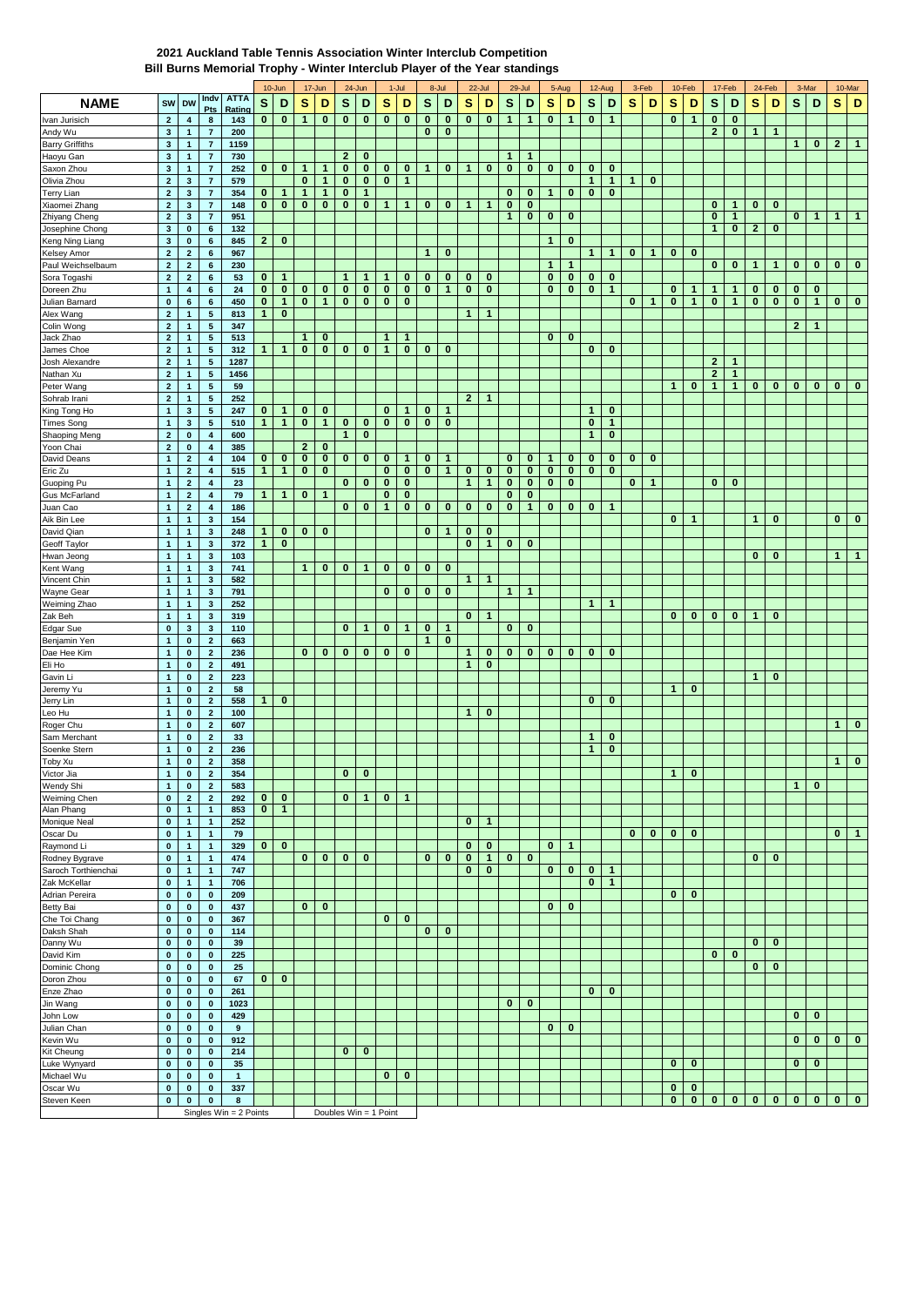## 2021 Auckland Table Tennis Association Winter Interclub Competition
## Bill Burns Memorial Trophy - Winter Interclub Player of the Year standings

| NAME | SW | DW | Indv Pts | ATTA Rating | 10-Jun | | 17-Jun | | 24-Jun | | 1-Jul | | 8-Jul | | 22-Jul | | 29-Jul | | 5-Aug | | 12-Aug | | 3-Feb | | 10-Feb | | 17-Feb | | 24-Feb | | 3-Mar | | 10-Mar | |
|---|---|---|---|---|---|---|---|---|---|---|---|---|---|---|---|---|---|---|---|---|---|---|---|---|---|---|---|---|---|---|---|---|---|---|
| | | | | | S | D | S | D | S | D | S | D | S | D | S | D | S | D | S | D | S | D | S | D | S | D | S | D | S | D | S | D | S | D |
| Ivan Jurisich | 2 | 4 | 8 | 143 | 0 | 0 | 1 | 0 | 0 | 0 | 0 | 0 | 0 | 0 | 0 | 0 | 1 | 1 | 0 | 1 | 0 | 1 | | | 0 | 1 | 0 | 0 | | | | | | |
| Andy Wu | 3 | 1 | 7 | 200 | | | | | | | | | 0 | 0 | | | | | | | | | | | | | 2 | 0 | 1 | 1 | | | | |
| Barry Griffiths | 3 | 1 | 7 | 1159 | | | | | | | | | | | | | | | | | | | | | | | | | | | 1 | 0 | 2 | 1 |
| Haoyu Gan | 3 | 1 | 7 | 730 | | | | | 2 | 0 | | | | | | | 1 | 1 | | | | | | | | | | | | | | | | |
| Saxon Zhou | 3 | 1 | 7 | 252 | 0 | 0 | 1 | 1 | 0 | 0 | 0 | 0 | 1 | 0 | 1 | 0 | 0 | 0 | 0 | 0 | 0 | 0 | | | | | | | | | | | | |
| Olivia Zhou | 2 | 3 | 7 | 579 | | | 0 | 1 | 0 | 0 | 0 | 1 | | | | | | | | | 1 | 1 | 1 | 0 | | | | | | | | | | |
| Terry Lian | 2 | 3 | 7 | 354 | 0 | 1 | 1 | 1 | 0 | 1 | | | | | | | 0 | 0 | 1 | 0 | 0 | 0 | | | | | | | | | | | | |
| Xiaomei Zhang | 2 | 3 | 7 | 148 | 0 | 0 | 0 | 0 | 0 | 0 | 1 | 1 | 0 | 0 | 1 | 1 | 0 | 0 | | | | | | | | | 0 | 1 | 0 | 0 | | | | |
| Zhiyang Cheng | 2 | 3 | 7 | 951 | | | | | | | | | | | | | 1 | 0 | 0 | 0 | | | | | | | 0 | 1 | | | 0 | 1 | 1 | 1 |
| Josephine Chong | 3 | 0 | 6 | 132 | | | | | | | | | | | | | | | | | | | | | | | 1 | 0 | 2 | 0 | | | | |
| Keng Ning Liang | 3 | 0 | 6 | 845 | 2 | 0 | | | | | | | | | | | | | 1 | 0 | | | | | | | | | | | | | | |
| Kelsey Amor | 2 | 2 | 6 | 967 | | | | | | | | | 1 | 0 | | | | | | | 1 | 1 | 0 | 1 | 0 | 0 | | | | | | | | |
| Paul Weichselbaum | 2 | 2 | 6 | 230 | | | | | | | | | | | | | | | 1 | 1 | | | | | | | 0 | 0 | 1 | 1 | 0 | 0 | 0 | 0 |
| Sora Togashi | 2 | 2 | 6 | 53 | 0 | 1 | | | 1 | 1 | 1 | 0 | 0 | 0 | 0 | 0 | | | 0 | 0 | 0 | 0 | | | | | | | | | | | | |
| Doreen Zhu | 1 | 4 | 6 | 24 | 0 | 0 | 0 | 0 | 0 | 0 | 0 | 0 | 0 | 1 | 0 | 0 | | | 0 | 0 | 0 | 1 | | | 0 | 1 | 1 | 1 | 0 | 0 | 0 | 0 | | |
| Julian Barnard | 0 | 6 | 6 | 450 | 0 | 1 | 0 | 1 | 0 | 0 | 0 | 0 | | | | | | | | | | | 0 | 1 | 0 | 1 | 0 | 1 | 0 | 0 | 0 | 1 | 0 | 0 |
| Alex Wang | 2 | 1 | 5 | 813 | 1 | 0 | | | | | | | | | 1 | 1 | | | | | | | | | | | | | | | | | | |
| Colin Wong | 2 | 1 | 5 | 347 | | | | | | | | | | | | | | | | | | | | | | | | | | | 2 | 1 | | |
| Jack Zhao | 2 | 1 | 5 | 513 | | | 1 | 0 | | | 1 | 1 | | | | | | | 0 | 0 | | | | | | | | | | | | | | |
| James Choe | 2 | 1 | 5 | 312 | 1 | 1 | 0 | 0 | 0 | 0 | 1 | 0 | 0 | 0 | | | | | | | 0 | 0 | | | | | | | | | | | | |
| Josh Alexandre | 2 | 1 | 5 | 1287 | | | | | | | | | | | | | | | | | | | | | | | 2 | 1 | | | | | | |
| Nathan Xu | 2 | 1 | 5 | 1456 | | | | | | | | | | | | | | | | | | | | | | | 2 | 1 | | | | | | |
| Peter Wang | 2 | 1 | 5 | 59 | | | | | | | | | | | | | | | | | | | | | 1 | 0 | 1 | 1 | 0 | 0 | 0 | 0 | 0 | 0 |
| Sohrab Irani | 2 | 1 | 5 | 252 | | | | | | | | | | | 2 | 1 | | | | | | | | | | | | | | | | | | |
| King Tong Ho | 1 | 3 | 5 | 247 | 0 | 1 | 0 | 0 | | | 0 | 1 | 0 | 1 | | | | | | | 1 | 0 | | | | | | | | | | | | |
| Times Song | 1 | 3 | 5 | 510 | 1 | 1 | 0 | 1 | 0 | 0 | 0 | 0 | 0 | 0 | | | | | | | 0 | 1 | | | | | | | | | | | | |
| Shaoping Meng | 2 | 0 | 4 | 600 | | | | | 1 | 0 | | | | | | | | | | | 1 | 0 | | | | | | | | | | | | |
| Yoon Chai | 2 | 0 | 4 | 385 | | | 2 | 0 | | | | | | | | | | | | | | | | | | | | | | | | | | |
| David Deans | 1 | 2 | 4 | 104 | 0 | 0 | 0 | 0 | 0 | 0 | 0 | 1 | 0 | 1 | | | 0 | 0 | 1 | 0 | 0 | 0 | 0 | 0 | | | | | | | | | | |
| Eric Zu | 1 | 2 | 4 | 515 | 1 | 1 | 0 | 0 | | | 0 | 0 | 0 | 1 | 0 | 0 | 0 | 0 | 0 | 0 | 0 | 0 | | | | | | | | | | | | |
| Guoping Pu | 1 | 2 | 4 | 23 | | | | | 0 | 0 | 0 | 0 | | | 1 | 1 | 0 | 0 | 0 | 0 | | | 0 | 1 | | | 0 | 0 | | | | | | |
| Gus McFarland | 1 | 2 | 4 | 79 | 1 | 1 | 0 | 1 | | | 0 | 0 | | | | | 0 | 0 | | | | | | | | | | | | | | | | |
| Juan Cao | 1 | 2 | 4 | 186 | | | | | 0 | 0 | 1 | 0 | 0 | 0 | 0 | 0 | 0 | 1 | 0 | 0 | 0 | 1 | | | | | | | | | | | | |
| Aik Bin Lee | 1 | 1 | 3 | 154 | | | | | | | | | | | | | | | | | | | | | 0 | 1 | | | 1 | 0 | | | 0 | 0 |
| David Qian | 1 | 1 | 3 | 248 | 1 | 0 | 0 | 0 | | | | | 0 | 1 | 0 | 0 | | | | | | | | | | | | | | | | | | |
| Geoff Taylor | 1 | 1 | 3 | 372 | 1 | 0 | | | | | | | | | 0 | 1 | 0 | 0 | | | | | | | | | | | | | | | | |
| Hwan Jeong | 1 | 1 | 3 | 103 | | | | | | | | | | | | | | | | | | | | | | | | | 0 | 0 | | | 1 | 1 |
| Kent Wang | 1 | 1 | 3 | 741 | | | 1 | 0 | 0 | 1 | 0 | 0 | 0 | 0 | | | | | | | | | | | | | | | | | | | | |
| Vincent Chin | 1 | 1 | 3 | 582 | | | | | | | | | | | 1 | 1 | | | | | | | | | | | | | | | | | | |
| Wayne Gear | 1 | 1 | 3 | 791 | | | | | | | 0 | 0 | 0 | 0 | | | 1 | 1 | | | | | | | | | | | | | | | | |
| Weiming Zhao | 1 | 1 | 3 | 252 | | | | | | | | | | | | | | | | | 1 | 1 | | | | | | | | | | | | |
| Zak Beh | 1 | 1 | 3 | 319 | | | | | | | | | | | 0 | 1 | | | | | | | | | 0 | 0 | 0 | 0 | 1 | 0 | | | | |
| Edgar Sue | 0 | 3 | 3 | 110 | | | | | 0 | 1 | 0 | 1 | 0 | 1 | | | 0 | 0 | | | | | | | | | | | | | | | | |
| Benjamin Yen | 1 | 0 | 2 | 663 | | | | | | | | | 1 | 0 | | | | | | | | | | | | | | | | | | | | |
| Dae Hee Kim | 1 | 0 | 2 | 236 | | | 0 | 0 | 0 | 0 | 0 | 0 | | | 1 | 0 | 0 | 0 | 0 | 0 | 0 | 0 | | | | | | | | | | | | |
| Eli Ho | 1 | 0 | 2 | 491 | | | | | | | | | | | 1 | 0 | | | | | | | | | | | | | | | | | | |
| Gavin Li | 1 | 0 | 2 | 223 | | | | | | | | | | | | | | | | | | | | | | | | | 1 | 0 | | | | |
| Jeremy Yu | 1 | 0 | 2 | 58 | | | | | | | | | | | | | | | | | | | | | 1 | 0 | | | | | | | | |
| Jerry Lin | 1 | 0 | 2 | 558 | 1 | 0 | | | | | | | | | | | | | | | 0 | 0 | | | | | | | | | | | | |
| Leo Hu | 1 | 0 | 2 | 100 | | | | | | | | | | | 1 | 0 | | | | | | | | | | | | | | | | | | |
| Roger Chu | 1 | 0 | 2 | 607 | | | | | | | | | | | | | | | | | | | | | | | | | | | | | 1 | 0 |
| Sam Merchant | 1 | 0 | 2 | 33 | | | | | | | | | | | | | | | | | 1 | 0 | | | | | | | | | | | | |
| Soenke Stern | 1 | 0 | 2 | 236 | | | | | | | | | | | | | | | | | 1 | 0 | | | | | | | | | | | | |
| Toby Xu | 1 | 0 | 2 | 358 | | | | | | | | | | | | | | | | | | | | | | | | | | | | | 1 | 0 |
| Victor Jia | 1 | 0 | 2 | 354 | | | | | 0 | 0 | | | | | | | | | | | | | | | 1 | 0 | | | | | | | | |
| Wendy Shi | 1 | 0 | 2 | 583 | | | | | | | | | | | | | | | | | | | | | | | | | | | 1 | 0 | | |
| Weiming Chen | 0 | 2 | 2 | 292 | 0 | 0 | | | 0 | 1 | 0 | 1 | | | | | | | | | | | | | | | | | | | | | | |
| Alan Phang | 0 | 1 | 1 | 853 | 0 | 1 | | | | | | | | | | | | | | | | | | | | | | | | | | | | |
| Monique Neal | 0 | 1 | 1 | 252 | | | | | | | | | | | 0 | 1 | | | | | | | | | | | | | | | | | | |
| Oscar Du | 0 | 1 | 1 | 79 | | | | | | | | | | | | | | | | | | | 0 | 0 | 0 | 0 | | | | | | | 0 | 1 |
| Raymond Li | 0 | 1 | 1 | 329 | 0 | 0 | | | | | | | | | 0 | 0 | | | 0 | 1 | | | | | | | | | | | | | | |
| Rodney Bygrave | 0 | 1 | 1 | 474 | | | 0 | 0 | 0 | 0 | | | 0 | 0 | 0 | 1 | 0 | 0 | | | | | | | | | | | 0 | 0 | | | | |
| Saroch Torthienchai | 0 | 1 | 1 | 747 | | | | | | | | | | | 0 | 0 | | | 0 | 0 | 0 | 1 | | | | | | | | | | | | |
| Zak McKellar | 0 | 1 | 1 | 706 | | | | | | | | | | | | | | | | | 0 | 1 | | | | | | | | | | | | |
| Adrian Pereira | 0 | 0 | 0 | 209 | | | | | | | | | | | | | | | | | | | | | 0 | 0 | | | | | | | | |
| Betty Bai | 0 | 0 | 0 | 437 | | | 0 | 0 | | | | | | | | | | | 0 | 0 | | | | | | | | | | | | | | |
| Che Toi Chang | 0 | 0 | 0 | 367 | | | | | | | 0 | 0 | | | | | | | | | | | | | | | | | | | | | | |
| Daksh Shah | 0 | 0 | 0 | 114 | | | | | | | | | 0 | 0 | | | | | | | | | | | | | | | | | | | | |
| Danny Wu | 0 | 0 | 0 | 39 | | | | | | | | | | | | | | | | | | | | | | | | | 0 | 0 | | | | |
| David Kim | 0 | 0 | 0 | 225 | | | | | | | | | | | | | | | | | | | | | | | 0 | 0 | | | | | | |
| Dominic Chong | 0 | 0 | 0 | 25 | | | | | | | | | | | | | | | | | | | | | | | | | 0 | 0 | | | | |
| Doron Zhou | 0 | 0 | 0 | 67 | 0 | 0 | | | | | | | | | | | | | | | | | | | | | | | | | | | | |
| Enze Zhao | 0 | 0 | 0 | 261 | | | | | | | | | | | | | | | | | 0 | 0 | | | | | | | | | | | | |
| Jin Wang | 0 | 0 | 0 | 1023 | | | | | | | | | | | | | 0 | 0 | | | | | | | | | | | | | | | | |
| John Low | 0 | 0 | 0 | 429 | | | | | | | | | | | | | | | | | | | | | | | | | | | 0 | 0 | | |
| Julian Chan | 0 | 0 | 0 | 9 | | | | | | | | | | | | | | | 0 | 0 | | | | | | | | | | | | | | |
| Kevin Wu | 0 | 0 | 0 | 912 | | | | | | | | | | | | | | | | | | | | | | | | | | | 0 | 0 | 0 | 0 |
| Kit Cheung | 0 | 0 | 0 | 214 | | | | | 0 | 0 | | | | | | | | | | | | | | | | | | | | | | | | |
| Luke Wynyard | 0 | 0 | 0 | 35 | | | | | | | | | | | | | | | | | | | | | 0 | 0 | | | | | 0 | 0 | | |
| Michael Wu | 0 | 0 | 0 | 1 | | | | | | | 0 | 0 | | | | | | | | | | | | | | | | | | | | | | |
| Oscar Wu | 0 | 0 | 0 | 337 | | | | | | | | | | | | | | | | | | | | | 0 | 0 | | | | | | | | |
| Steven Keen | 0 | 0 | 0 | 8 | | | | | | | | | | | | | | | | | | | | | 0 | 0 | 0 | 0 | 0 | 0 | 0 | 0 | 0 | 0 |

Singles Win = 2 Points

Doubles Win = 1 Point